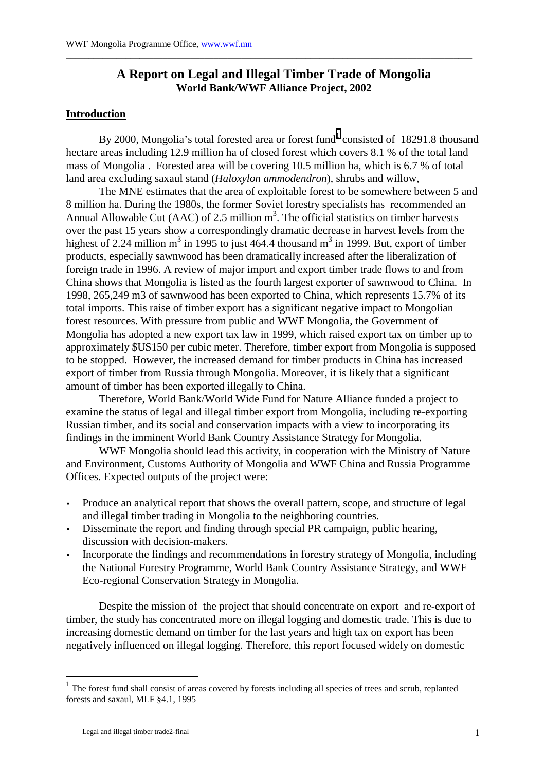# A Report on Legal and Illegal Timber Trade of Mongolia

**World Bank/WWF Alliance Project, 2002**

## Introduction

By 2000, Mongolia's total forested area or forest fund[1] consisted of 18291.8 thousand hectare areas including 12.9 million ha of closed forest which covers 8.1 % of the total land mass of Mongolia . Forested area will be covering 10.5 million ha, which is 6.7 % of total land area excluding saxaul stand (*Haloxylon ammodendron*), shrubs and willow,

The MNE estimates that the area of exploitable forest to be somewhere between 5 and 8 million ha. During the 1980s, the former Soviet forestry specialists has recommended an Annual Allowable Cut (AAC) of 2.5 million $m^3$. The official statistics on timber harvests over the past 15 years show a correspondingly dramatic decrease in harvest levels from the highest of 2.24 million $m^3$ in 1995 to just 464.4 thousand $m^3$ in 1999. But, export of timber products, especially sawnwood has been dramatically increased after the liberalization of foreign trade in 1996. A review of major import and export timber trade flows to and from China shows that Mongolia is listed as the fourth largest exporter of sawnwood to China. In 1998, 265,249 m3 of sawnwood has been exported to China, which represents 15.7% of its total imports. This raise of timber export has a significant negative impact to Mongolian forest resources. With pressure from public and WWF Mongolia, the Government of Mongolia has adopted a new export tax law in 1999, which raised export tax on timber up to approximately $US150 per cubic meter. Therefore, timber export from Mongolia is supposed to be stopped. However, the increased demand for timber products in China has increased export of timber from Russia through Mongolia. Moreover, it is likely that a significant amount of timber has been exported illegally to China.

Therefore, World Bank/World Wide Fund for Nature Alliance funded a project to examine the status of legal and illegal timber export from Mongolia, including re-exporting Russian timber, and its social and conservation impacts with a view to incorporating its findings in the imminent World Bank Country Assistance Strategy for Mongolia.

WWF Mongolia should lead this activity, in cooperation with the Ministry of Nature and Environment, Customs Authority of Mongolia and WWF China and Russia Programme Offices. Expected outputs of the project were:

- Produce an analytical report that shows the overall pattern, scope, and structure of legal and illegal timber trading in Mongolia to the neighboring countries.
- Disseminate the report and finding through special PR campaign, public hearing, discussion with decision-makers.
- Incorporate the findings and recommendations in forestry strategy of Mongolia, including the National Forestry Programme, World Bank Country Assistance Strategy, and WWF Eco-regional Conservation Strategy in Mongolia.

Despite the mission of the project that should concentrate on export and re-export of timber, the study has concentrated more on illegal logging and domestic trade. This is due to increasing domestic demand on timber for the last years and high tax on export has been negatively influenced on illegal logging. Therefore, this report focused widely on domestic

[1] The forest fund shall consist of areas covered by forests including all species of trees and scrub, replanted forests and saxaul, MLF §4.1, 1995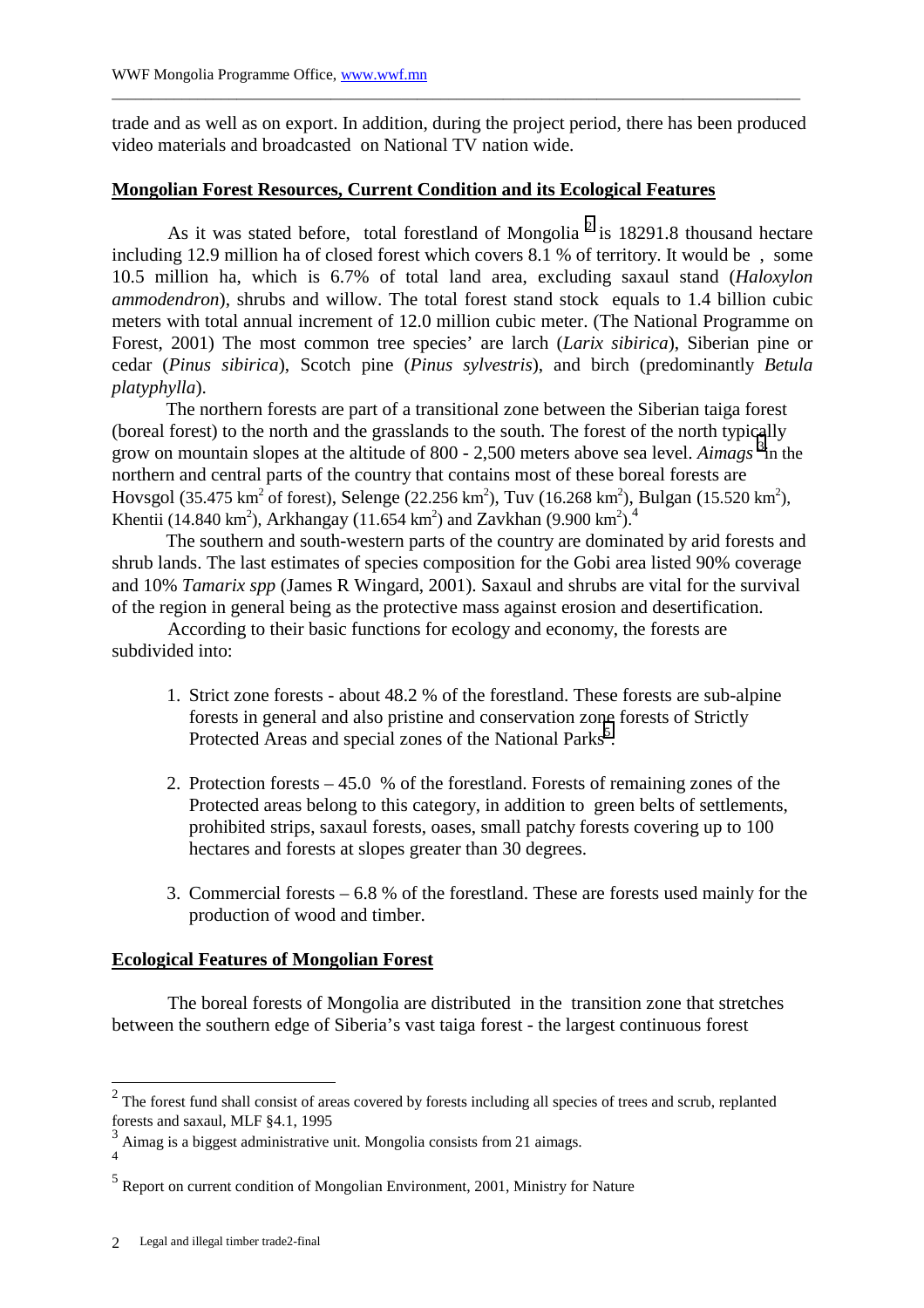trade and as well as on export. In addition, during the project period, there has been produced video materials and broadcasted on National TV nation wide.

## Mongolian Forest Resources, Current Condition and its Ecological Features

As it was stated before, total forestland of Mongolia [2] is 18291.8 thousand hectare including 12.9 million ha of closed forest which covers 8.1 % of territory. It would be , some 10.5 million ha, which is 6.7% of total land area, excluding saxaul stand (*Haloxylon ammodendron*), shrubs and willow. The total forest stand stock equals to 1.4 billion cubic meters with total annual increment of 12.0 million cubic meter. (The National Programme on Forest, 2001) The most common tree species' are larch (*Larix sibirica*), Siberian pine or cedar (*Pinus sibirica*), Scotch pine (*Pinus sylvestris*), and birch (predominantly *Betula platyphylla*).

The northern forests are part of a transitional zone between the Siberian taiga forest (boreal forest) to the north and the grasslands to the south. The forest of the north typically grow on mountain slopes at the altitude of 800 - 2,500 meters above sea level. *Aimags* [3] in the northern and central parts of the country that contains most of these boreal forests are Hovsgol (35.475 $km^2$ of forest), Selenge (22.256 $km^2$), Tuv (16.268 $km^2$), Bulgan (15.520 $km^2$), Khentii (14.840 $km^2$), Arkhangay (11.654 $km^2$) and Zavkhan (9.900 $km^2$).[4]

The southern and south-western parts of the country are dominated by arid forests and shrub lands. The last estimates of species composition for the Gobi area listed 90% coverage and 10% *Tamarix spp* (James R Wingard, 2001). Saxaul and shrubs are vital for the survival of the region in general being as the protective mass against erosion and desertification.

According to their basic functions for ecology and economy, the forests are subdivided into:

1. Strict zone forests - about 48.2 % of the forestland. These forests are sub-alpine forests in general and also pristine and conservation zone forests of Strictly Protected Areas and special zones of the National Parks[5].

2. Protection forests – 45.0 % of the forestland. Forests of remaining zones of the Protected areas belong to this category, in addition to green belts of settlements, prohibited strips, saxaul forests, oases, small patchy forests covering up to 100 hectares and forests at slopes greater than 30 degrees.

3. Commercial forests – 6.8 % of the forestland. These are forests used mainly for the production of wood and timber.

## Ecological Features of Mongolian Forest

The boreal forests of Mongolia are distributed in the transition zone that stretches between the southern edge of Siberia's vast taiga forest - the largest continuous forest

---

[2] The forest fund shall consist of areas covered by forests including all species of trees and scrub, replanted forests and saxaul, MLF §4.1, 1995

[3] Aimag is a biggest administrative unit. Mongolia consists from 21 aimags.

[4]

[5] Report on current condition of Mongolian Environment, 2001, Ministry for Nature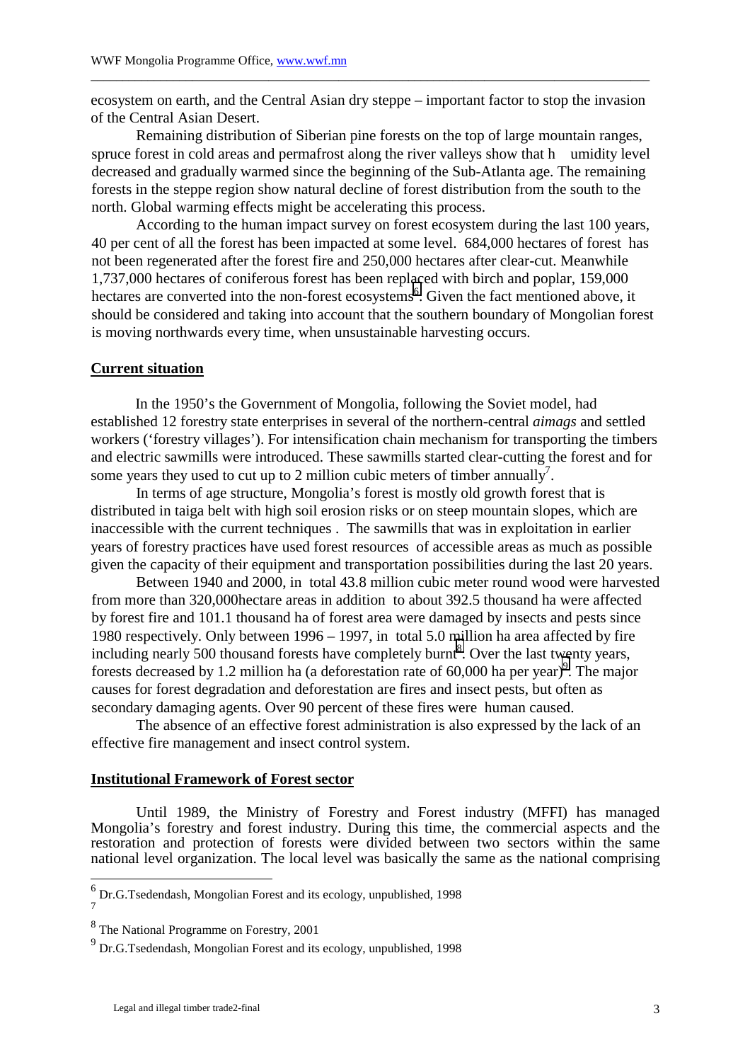ecosystem on earth, and the Central Asian dry steppe – important factor to stop the invasion of the Central Asian Desert.

Remaining distribution of Siberian pine forests on the top of large mountain ranges, spruce forest in cold areas and permafrost along the river valleys show that h umidity level decreased and gradually warmed since the beginning of the Sub-Atlanta age. The remaining forests in the steppe region show natural decline of forest distribution from the south to the north. Global warming effects might be accelerating this process.

According to the human impact survey on forest ecosystem during the last 100 years, 40 per cent of all the forest has been impacted at some level. 684,000 hectares of forest has not been regenerated after the forest fire and 250,000 hectares after clear-cut. Meanwhile 1,737,000 hectares of coniferous forest has been replaced with birch and poplar, 159,000 hectares are converted into the non-forest ecosystems[6]. Given the fact mentioned above, it should be considered and taking into account that the southern boundary of Mongolian forest is moving northwards every time, when unsustainable harvesting occurs.

## Current situation

In the 1950's the Government of Mongolia, following the Soviet model, had established 12 forestry state enterprises in several of the northern-central *aimags* and settled workers ('forestry villages'). For intensification chain mechanism for transporting the timbers and electric sawmills were introduced. These sawmills started clear-cutting the forest and for some years they used to cut up to 2 million cubic meters of timber annually[7].

In terms of age structure, Mongolia's forest is mostly old growth forest that is distributed in taiga belt with high soil erosion risks or on steep mountain slopes, which are inaccessible with the current techniques . The sawmills that was in exploitation in earlier years of forestry practices have used forest resources of accessible areas as much as possible given the capacity of their equipment and transportation possibilities during the last 20 years.

Between 1940 and 2000, in total 43.8 million cubic meter round wood were harvested from more than 320,000hectare areas in addition to about 392.5 thousand ha were affected by forest fire and 101.1 thousand ha of forest area were damaged by insects and pests since 1980 respectively. Only between 1996 – 1997, in total 5.0 million ha area affected by fire including nearly 500 thousand forests have completely burnt[8]. Over the last twenty years, forests decreased by 1.2 million ha (a deforestation rate of 60,000 ha per year)[9]. The major causes for forest degradation and deforestation are fires and insect pests, but often as secondary damaging agents. Over 90 percent of these fires were human caused.

The absence of an effective forest administration is also expressed by the lack of an effective fire management and insect control system.

## Institutional Framework of Forest sector

Until 1989, the Ministry of Forestry and Forest industry (MFFI) has managed Mongolia's forestry and forest industry. During this time, the commercial aspects and the restoration and protection of forests were divided between two sectors within the same national level organization. The local level was basically the same as the national comprising

---

[6] Dr.G.Tsedendash, Mongolian Forest and its ecology, unpublished, 1998

[7]

[8] The National Programme on Forestry, 2001

[9] Dr.G.Tsedendash, Mongolian Forest and its ecology, unpublished, 1998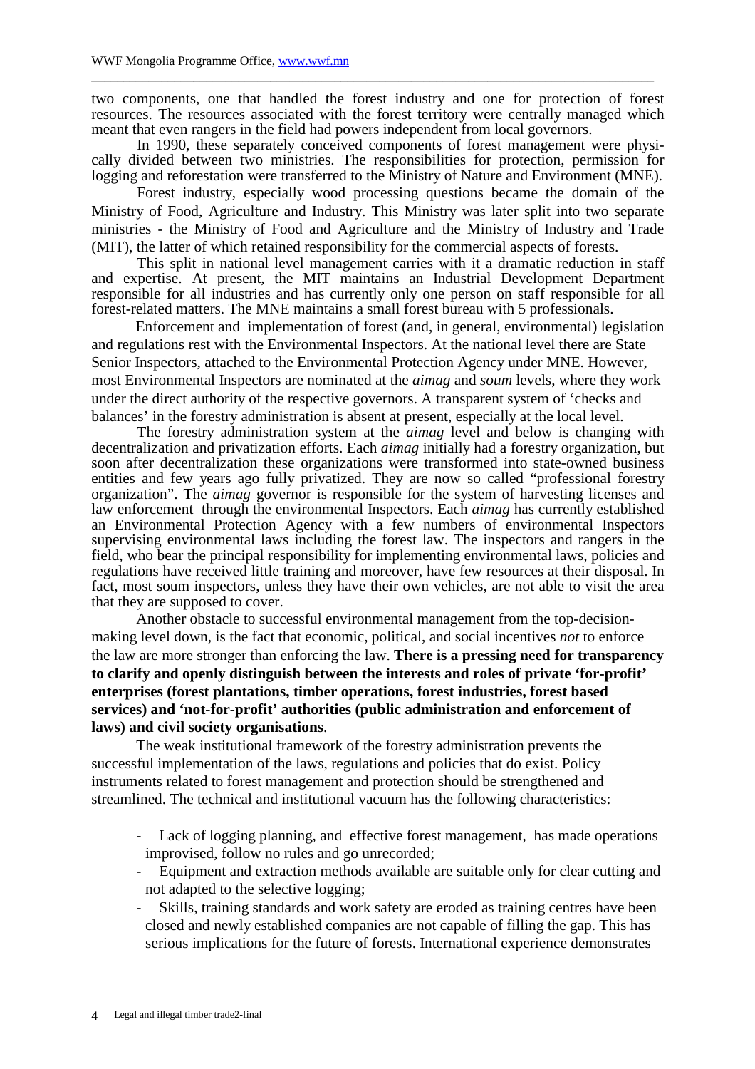two components, one that handled the forest industry and one for protection of forest resources. The resources associated with the forest territory were centrally managed which meant that even rangers in the field had powers independent from local governors.

In 1990, these separately conceived components of forest management were physically divided between two ministries. The responsibilities for protection, permission for logging and reforestation were transferred to the Ministry of Nature and Environment (MNE).

Forest industry, especially wood processing questions became the domain of the Ministry of Food, Agriculture and Industry. This Ministry was later split into two separate ministries - the Ministry of Food and Agriculture and the Ministry of Industry and Trade (MIT), the latter of which retained responsibility for the commercial aspects of forests.

This split in national level management carries with it a dramatic reduction in staff and expertise. At present, the MIT maintains an Industrial Development Department responsible for all industries and has currently only one person on staff responsible for all forest-related matters. The MNE maintains a small forest bureau with 5 professionals.

Enforcement and implementation of forest (and, in general, environmental) legislation and regulations rest with the Environmental Inspectors. At the national level there are State Senior Inspectors, attached to the Environmental Protection Agency under MNE. However, most Environmental Inspectors are nominated at the *aimag* and *soum* levels, where they work under the direct authority of the respective governors. A transparent system of 'checks and balances' in the forestry administration is absent at present, especially at the local level.

The forestry administration system at the *aimag* level and below is changing with decentralization and privatization efforts. Each *aimag* initially had a forestry organization, but soon after decentralization these organizations were transformed into state-owned business entities and few years ago fully privatized. They are now so called "professional forestry organization". The *aimag* governor is responsible for the system of harvesting licenses and law enforcement through the environmental Inspectors. Each *aimag* has currently established an Environmental Protection Agency with a few numbers of environmental Inspectors supervising environmental laws including the forest law. The inspectors and rangers in the field, who bear the principal responsibility for implementing environmental laws, policies and regulations have received little training and moreover, have few resources at their disposal. In fact, most soum inspectors, unless they have their own vehicles, are not able to visit the area that they are supposed to cover.

Another obstacle to successful environmental management from the top-decision-making level down, is the fact that economic, political, and social incentives *not* to enforce the law are more stronger than enforcing the law. **There is a pressing need for transparency to clarify and openly distinguish between the interests and roles of private 'for-profit' enterprises (forest plantations, timber operations, forest industries, forest based services) and 'not-for-profit' authorities (public administration and enforcement of laws) and civil society organisations**.

The weak institutional framework of the forestry administration prevents the successful implementation of the laws, regulations and policies that do exist. Policy instruments related to forest management and protection should be strengthened and streamlined. The technical and institutional vacuum has the following characteristics:

- Lack of logging planning, and effective forest management, has made operations improvised, follow no rules and go unrecorded;
- Equipment and extraction methods available are suitable only for clear cutting and not adapted to the selective logging;
- Skills, training standards and work safety are eroded as training centres have been closed and newly established companies are not capable of filling the gap. This has serious implications for the future of forests. International experience demonstrates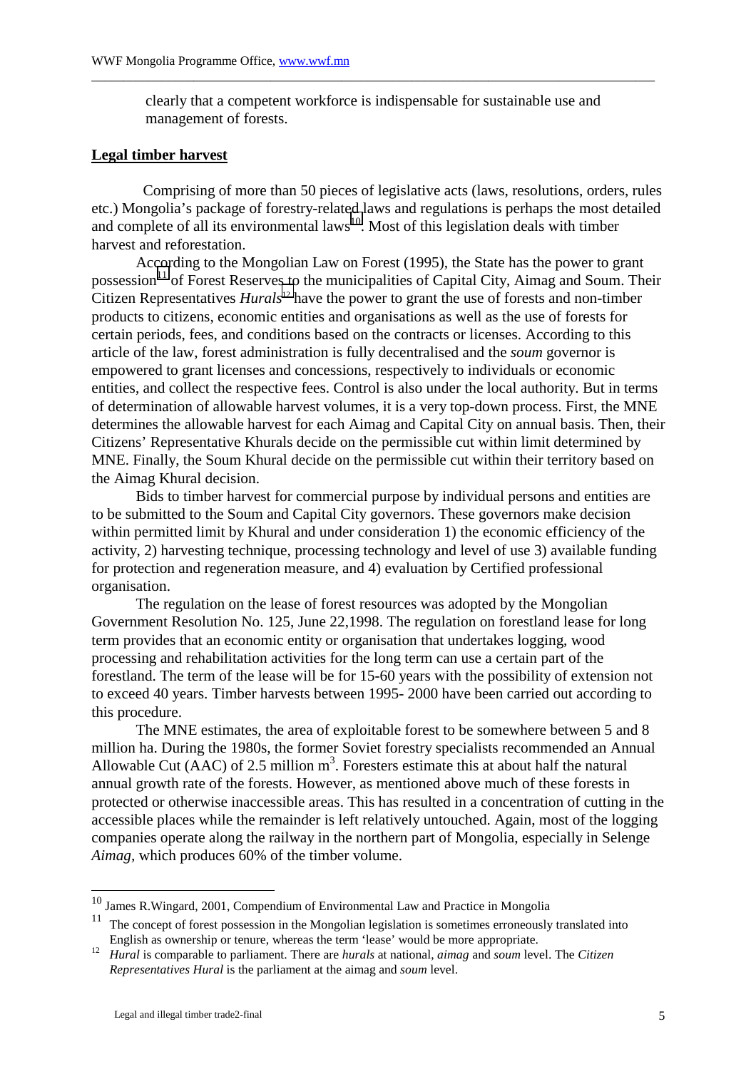clearly that a competent workforce is indispensable for sustainable use and management of forests.

## Legal timber harvest

Comprising of more than 50 pieces of legislative acts (laws, resolutions, orders, rules etc.) Mongolia's package of forestry-related laws and regulations is perhaps the most detailed and complete of all its environmental laws[10]. Most of this legislation deals with timber harvest and reforestation.

According to the Mongolian Law on Forest (1995), the State has the power to grant possession[11] of Forest Reserves to the municipalities of Capital City, Aimag and Soum. Their Citizen Representatives *Hurals*[12] have the power to grant the use of forests and non-timber products to citizens, economic entities and organisations as well as the use of forests for certain periods, fees, and conditions based on the contracts or licenses. According to this article of the law, forest administration is fully decentralised and the *soum* governor is empowered to grant licenses and concessions, respectively to individuals or economic entities, and collect the respective fees. Control is also under the local authority. But in terms of determination of allowable harvest volumes, it is a very top-down process. First, the MNE determines the allowable harvest for each Aimag and Capital City on annual basis. Then, their Citizens' Representative Khurals decide on the permissible cut within limit determined by MNE. Finally, the Soum Khural decide on the permissible cut within their territory based on the Aimag Khural decision.

Bids to timber harvest for commercial purpose by individual persons and entities are to be submitted to the Soum and Capital City governors. These governors make decision within permitted limit by Khural and under consideration 1) the economic efficiency of the activity, 2) harvesting technique, processing technology and level of use 3) available funding for protection and regeneration measure, and 4) evaluation by Certified professional organisation.

The regulation on the lease of forest resources was adopted by the Mongolian Government Resolution No. 125, June 22,1998. The regulation on forestland lease for long term provides that an economic entity or organisation that undertakes logging, wood processing and rehabilitation activities for the long term can use a certain part of the forestland. The term of the lease will be for 15-60 years with the possibility of extension not to exceed 40 years. Timber harvests between 1995- 2000 have been carried out according to this procedure.

The MNE estimates, the area of exploitable forest to be somewhere between 5 and 8 million ha. During the 1980s, the former Soviet forestry specialists recommended an Annual Allowable Cut (AAC) of 2.5 million $m^3$. Foresters estimate this at about half the natural annual growth rate of the forests. However, as mentioned above much of these forests in protected or otherwise inaccessible areas. This has resulted in a concentration of cutting in the accessible places while the remainder is left relatively untouched. Again, most of the logging companies operate along the railway in the northern part of Mongolia, especially in Selenge *Aimag*, which produces 60% of the timber volume.

---

[10] James R.Wingard, 2001, Compendium of Environmental Law and Practice in Mongolia

[11] The concept of forest possession in the Mongolian legislation is sometimes erroneously translated into English as ownership or tenure, whereas the term 'lease' would be more appropriate.

[12] *Hural* is comparable to parliament. There are *hurals* at national, *aimag* and *soum* level. The *Citizen Representatives Hural* is the parliament at the aimag and *soum* level.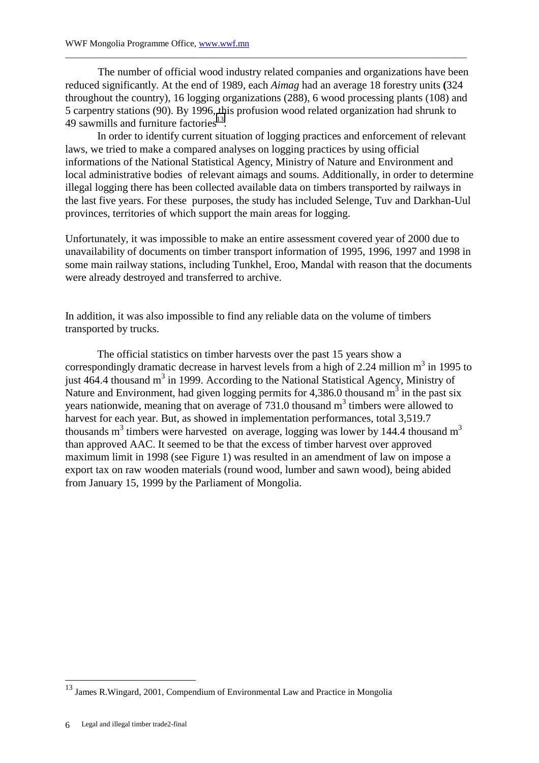The number of official wood industry related companies and organizations have been reduced significantly. At the end of 1989, each *Aimag* had an average 18 forestry units **(**324 throughout the country), 16 logging organizations (288), 6 wood processing plants (108) and 5 carpentry stations (90). By 1996, this profusion wood related organization had shrunk to 49 sawmills and furniture factories[13].

In order to identify current situation of logging practices and enforcement of relevant laws, we tried to make a compared analyses on logging practices by using official informations of the National Statistical Agency, Ministry of Nature and Environment and local administrative bodies of relevant aimags and soums. Additionally, in order to determine illegal logging there has been collected available data on timbers transported by railways in the last five years. For these purposes, the study has included Selenge, Tuv and Darkhan-Uul provinces, territories of which support the main areas for logging.

Unfortunately, it was impossible to make an entire assessment covered year of 2000 due to unavailability of documents on timber transport information of 1995, 1996, 1997 and 1998 in some main railway stations, including Tunkhel, Eroo, Mandal with reason that the documents were already destroyed and transferred to archive.

In addition, it was also impossible to find any reliable data on the volume of timbers transported by trucks.

The official statistics on timber harvests over the past 15 years show a correspondingly dramatic decrease in harvest levels from a high of 2.24 million $m^3$ in 1995 to just 464.4 thousand $m^3$ in 1999. According to the National Statistical Agency, Ministry of Nature and Environment, had given logging permits for 4,386.0 thousand $m^3$ in the past six years nationwide, meaning that on average of 731.0 thousand $m^3$ timbers were allowed to harvest for each year. But, as showed in implementation performances, total 3,519.7 thousands $m^3$ timbers were harvested on average, logging was lower by 144.4 thousand $m^3$ than approved AAC. It seemed to be that the excess of timber harvest over approved maximum limit in 1998 (see Figure 1) was resulted in an amendment of law on impose a export tax on raw wooden materials (round wood, lumber and sawn wood), being abided from January 15, 1999 by the Parliament of Mongolia.

---

[13] James R.Wingard, 2001, Compendium of Environmental Law and Practice in Mongolia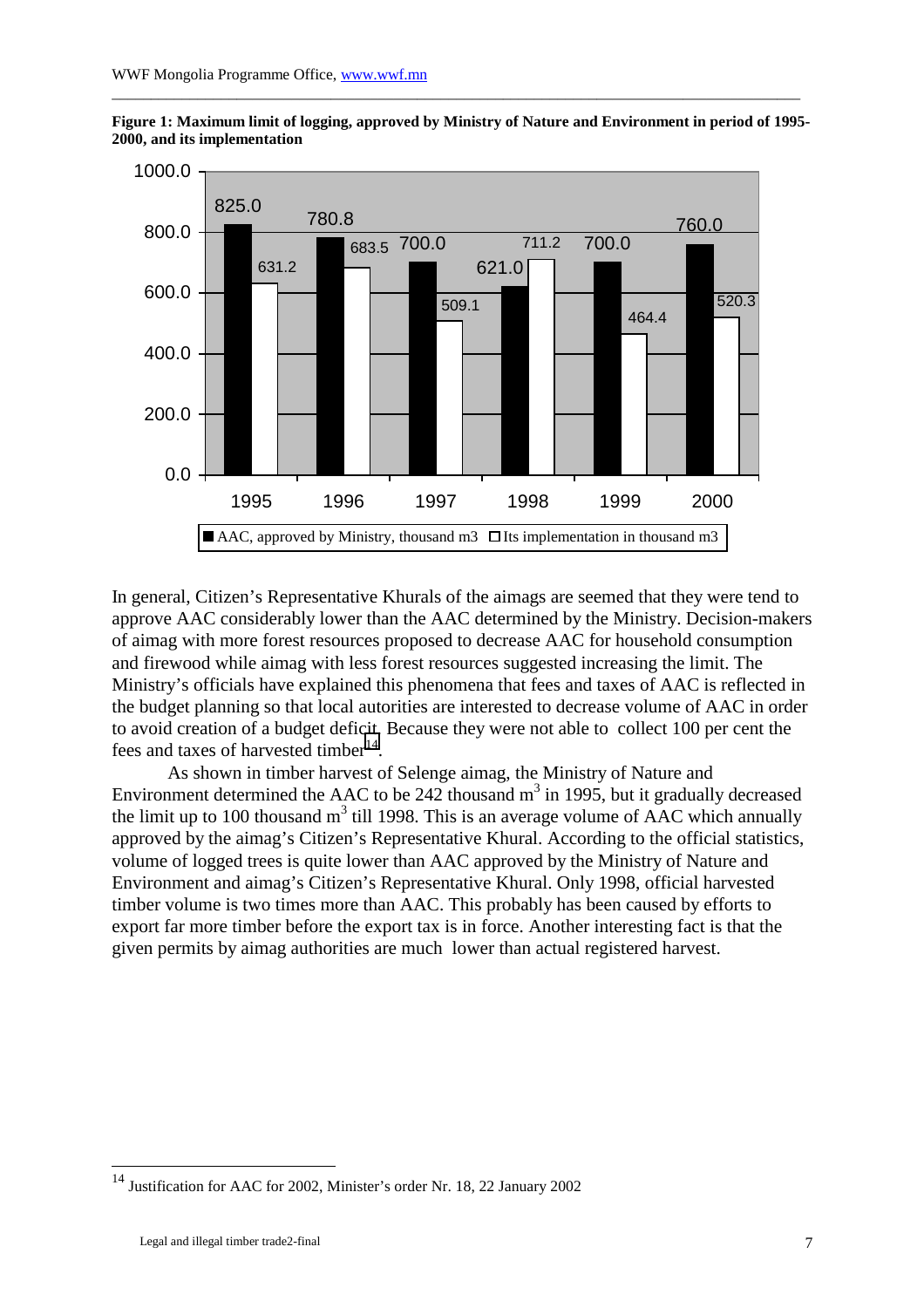**Figure 1: Maximum limit of logging, approved by Ministry of Nature and Environment in period of 1995-2000, and its implementation**

| Year | AAC, approved by Ministry, thousand m3 | Its implementation in thousand m3 |
| --- | --- | --- |
| 1995 | 825.0 | 631.2 |
| 1996 | 780.8 | 683.5 |
| 1997 | 700.0 | 509.1 |
| 1998 | 621.0 | 711.2 |
| 1999 | 700.0 | 464.4 |
| 2000 | 760.0 | 520.3 |

In general, Citizen's Representative Khurals of the aimags are seemed that they were tend to approve AAC considerably lower than the AAC determined by the Ministry. Decision-makers of aimag with more forest resources proposed to decrease AAC for household consumption and firewood while aimag with less forest resources suggested increasing the limit. The Ministry's officials have explained this phenomena that fees and taxes of AAC is reflected in the budget planning so that local autorities are interested to decrease volume of AAC in order to avoid creation of a budget deficit. Because they were not able to collect 100 per cent the fees and taxes of harvested timber[14].

As shown in timber harvest of Selenge aimag, the Ministry of Nature and Environment determined the AAC to be 242 thousand $m^3$ in 1995, but it gradually decreased the limit up to 100 thousand $m^3$ till 1998. This is an average volume of AAC which annually approved by the aimag's Citizen's Representative Khural. According to the official statistics, volume of logged trees is quite lower than AAC approved by the Ministry of Nature and Environment and aimag's Citizen's Representative Khural. Only 1998, official harvested timber volume is two times more than AAC. This probably has been caused by efforts to export far more timber before the export tax is in force. Another interesting fact is that the given permits by aimag authorities are much lower than actual registered harvest.

---

[14] Justification for AAC for 2002, Minister's order Nr. 18, 22 January 2002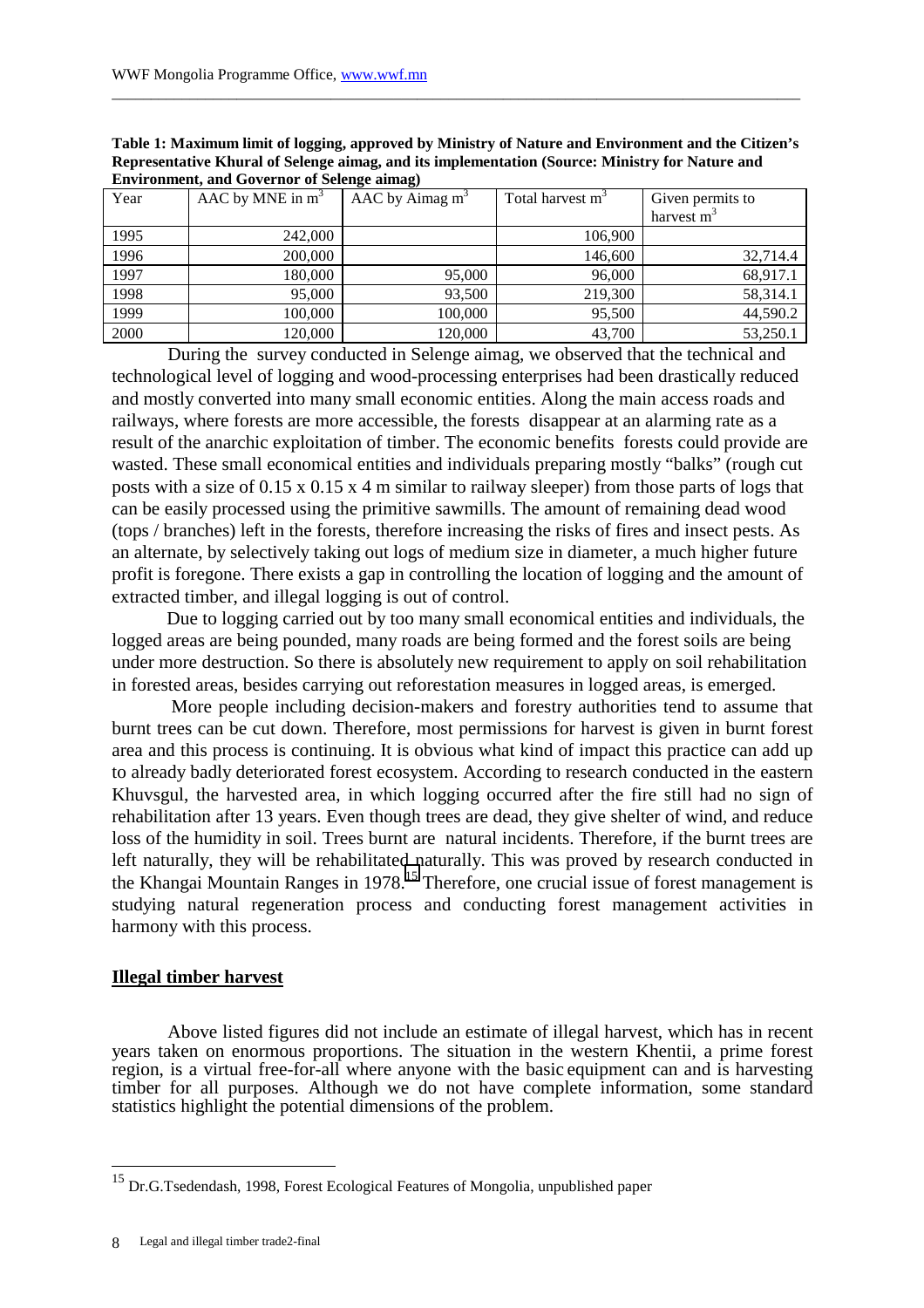**Table 1: Maximum limit of logging, approved by Ministry of Nature and Environment and the Citizen's Representative Khural of Selenge aimag, and its implementation (Source: Ministry for Nature and Environment, and Governor of Selenge aimag)**

| Year | AAC by MNE in $m^3$ | AAC by Aimag $m^3$ | Total harvest $m^3$ | Given permits to harvest $m^3$ |
|---|---|---|---|---|
| 1995 | 242,000 | | 106,900 | |
| 1996 | 200,000 | | 146,600 | 32,714.4 |
| 1997 | 180,000 | 95,000 | 96,000 | 68,917.1 |
| 1998 | 95,000 | 93,500 | 219,300 | 58,314.1 |
| 1999 | 100,000 | 100,000 | 95,500 | 44,590.2 |
| 2000 | 120,000 | 120,000 | 43,700 | 53,250.1 |

During the survey conducted in Selenge aimag, we observed that the technical and technological level of logging and wood-processing enterprises had been drastically reduced and mostly converted into many small economic entities. Along the main access roads and railways, where forests are more accessible, the forests disappear at an alarming rate as a result of the anarchic exploitation of timber. The economic benefits forests could provide are wasted. These small economical entities and individuals preparing mostly "balks" (rough cut posts with a size of 0.15 x 0.15 x 4 m similar to railway sleeper) from those parts of logs that can be easily processed using the primitive sawmills. The amount of remaining dead wood (tops / branches) left in the forests, therefore increasing the risks of fires and insect pests. As an alternate, by selectively taking out logs of medium size in diameter, a much higher future profit is foregone. There exists a gap in controlling the location of logging and the amount of extracted timber, and illegal logging is out of control.

Due to logging carried out by too many small economical entities and individuals, the logged areas are being pounded, many roads are being formed and the forest soils are being under more destruction. So there is absolutely new requirement to apply on soil rehabilitation in forested areas, besides carrying out reforestation measures in logged areas, is emerged.

More people including decision-makers and forestry authorities tend to assume that burnt trees can be cut down. Therefore, most permissions for harvest is given in burnt forest area and this process is continuing. It is obvious what kind of impact this practice can add up to already badly deteriorated forest ecosystem. According to research conducted in the eastern Khuvsgul, the harvested area, in which logging occurred after the fire still had no sign of rehabilitation after 13 years. Even though trees are dead, they give shelter of wind, and reduce loss of the humidity in soil. Trees burnt are natural incidents. Therefore, if the burnt trees are left naturally, they will be rehabilitated naturally. This was proved by research conducted in the Khangai Mountain Ranges in 1978.[15] Therefore, one crucial issue of forest management is studying natural regeneration process and conducting forest management activities in harmony with this process.

## Illegal timber harvest

Above listed figures did not include an estimate of illegal harvest, which has in recent years taken on enormous proportions. The situation in the western Khentii, a prime forest region, is a virtual free-for-all where anyone with the basic equipment can and is harvesting timber for all purposes. Although we do not have complete information, some standard statistics highlight the potential dimensions of the problem.

[15] Dr.G.Tsedendash, 1998, Forest Ecological Features of Mongolia, unpublished paper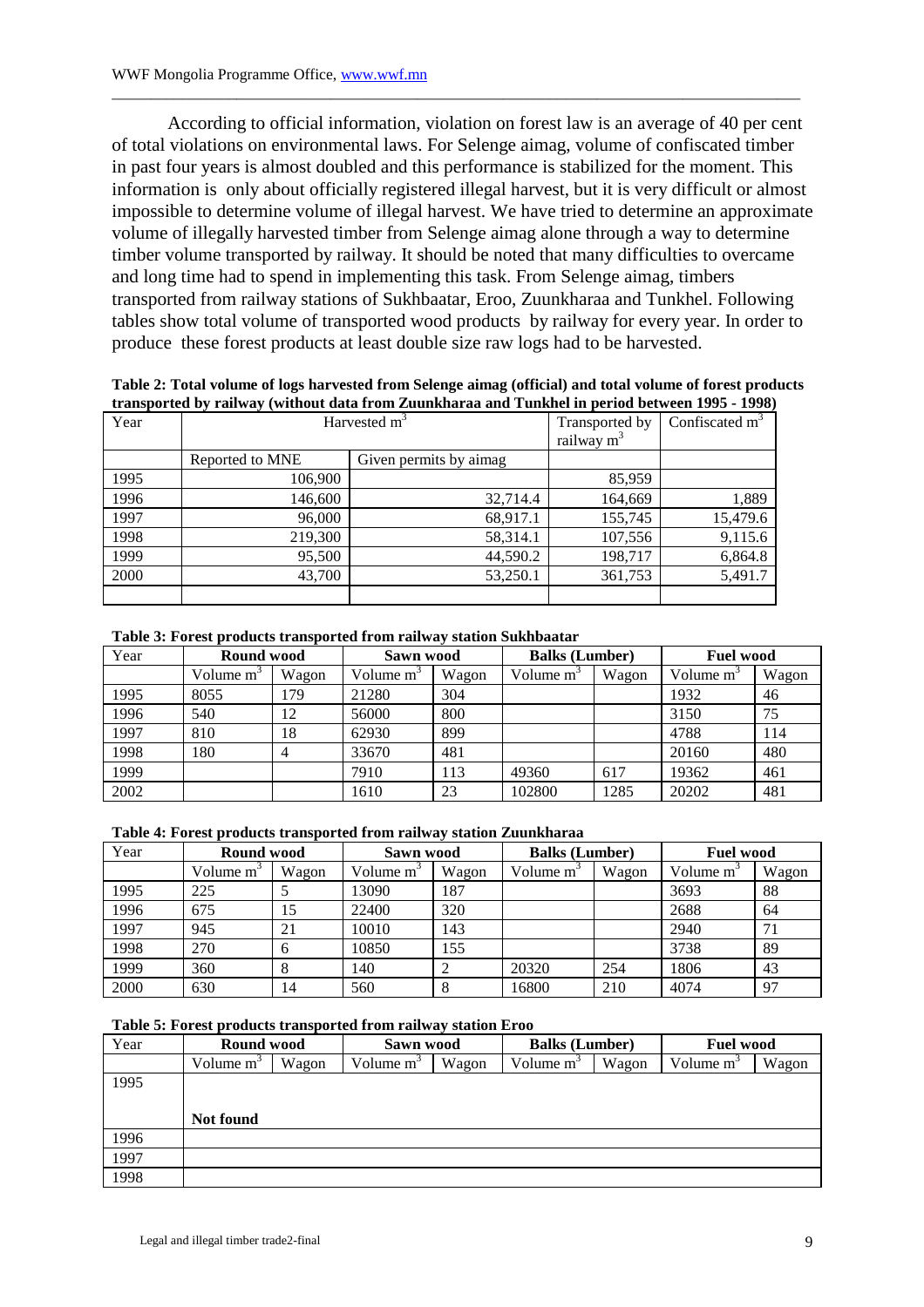According to official information, violation on forest law is an average of 40 per cent of total violations on environmental laws. For Selenge aimag, volume of confiscated timber in past four years is almost doubled and this performance is stabilized for the moment. This information is only about officially registered illegal harvest, but it is very difficult or almost impossible to determine volume of illegal harvest. We have tried to determine an approximate volume of illegally harvested timber from Selenge aimag alone through a way to determine timber volume transported by railway. It should be noted that many difficulties to overcame and long time had to spend in implementing this task. From Selenge aimag, timbers transported from railway stations of Sukhbaatar, Eroo, Zuunkharaa and Tunkhel. Following tables show total volume of transported wood products by railway for every year. In order to produce these forest products at least double size raw logs had to be harvested.

**Table 2: Total volume of logs harvested from Selenge aimag (official) and total volume of forest products transported by railway (without data from Zuunkharaa and Tunkhel in period between 1995 - 1998)**

| Year | Harvested m$^3$ | | Transported by railway m$^3$ | Confiscated m$^3$ |
|---|---|---|---|---|
| | Reported to MNE | Given permits by aimag | | |
| 1995 | 106,900 | | 85,959 | |
| 1996 | 146,600 | 32,714.4 | 164,669 | 1,889 |
| 1997 | 96,000 | 68,917.1 | 155,745 | 15,479.6 |
| 1998 | 219,300 | 58,314.1 | 107,556 | 9,115.6 |
| 1999 | 95,500 | 44,590.2 | 198,717 | 6,864.8 |
| 2000 | 43,700 | 53,250.1 | 361,753 | 5,491.7 |
| | | | | |

**Table 3: Forest products transported from railway station Sukhbaatar**

| Year | Round wood | | Sawn wood | | Balks (Lumber) | | Fuel wood | |
|---|---|---|---|---|---|---|---|---|
| | Volume m$^3$ | Wagon | Volume m$^3$ | Wagon | Volume m$^3$ | Wagon | Volume m$^3$ | Wagon |
| 1995 | 8055 | 179 | 21280 | 304 | | | 1932 | 46 |
| 1996 | 540 | 12 | 56000 | 800 | | | 3150 | 75 |
| 1997 | 810 | 18 | 62930 | 899 | | | 4788 | 114 |
| 1998 | 180 | 4 | 33670 | 481 | | | 20160 | 480 |
| 1999 | | | 7910 | 113 | 49360 | 617 | 19362 | 461 |
| 2002 | | | 1610 | 23 | 102800 | 1285 | 20202 | 481 |

**Table 4: Forest products transported from railway station Zuunkharaa**

| Year | Round wood | | Sawn wood | | Balks (Lumber) | | Fuel wood | |
|---|---|---|---|---|---|---|---|---|
| | Volume m$^3$ | Wagon | Volume m$^3$ | Wagon | Volume m$^3$ | Wagon | Volume m$^3$ | Wagon |
| 1995 | 225 | 5 | 13090 | 187 | | | 3693 | 88 |
| 1996 | 675 | 15 | 22400 | 320 | | | 2688 | 64 |
| 1997 | 945 | 21 | 10010 | 143 | | | 2940 | 71 |
| 1998 | 270 | 6 | 10850 | 155 | | | 3738 | 89 |
| 1999 | 360 | 8 | 140 | 2 | 20320 | 254 | 1806 | 43 |
| 2000 | 630 | 14 | 560 | 8 | 16800 | 210 | 4074 | 97 |

**Table 5: Forest products transported from railway station Eroo**

| Year | Round wood | | Sawn wood | | Balks (Lumber) | | Fuel wood | |
|---|---|---|---|---|---|---|---|---|
| | Volume m$^3$ | Wagon | Volume m$^3$ | Wagon | Volume m$^3$ | Wagon | Volume m$^3$ | Wagon |
| 1995 | **Not found** | | | | | | | |
| 1996 | | | | | | | | |
| 1997 | | | | | | | | |
| 1998 | | | | | | | | |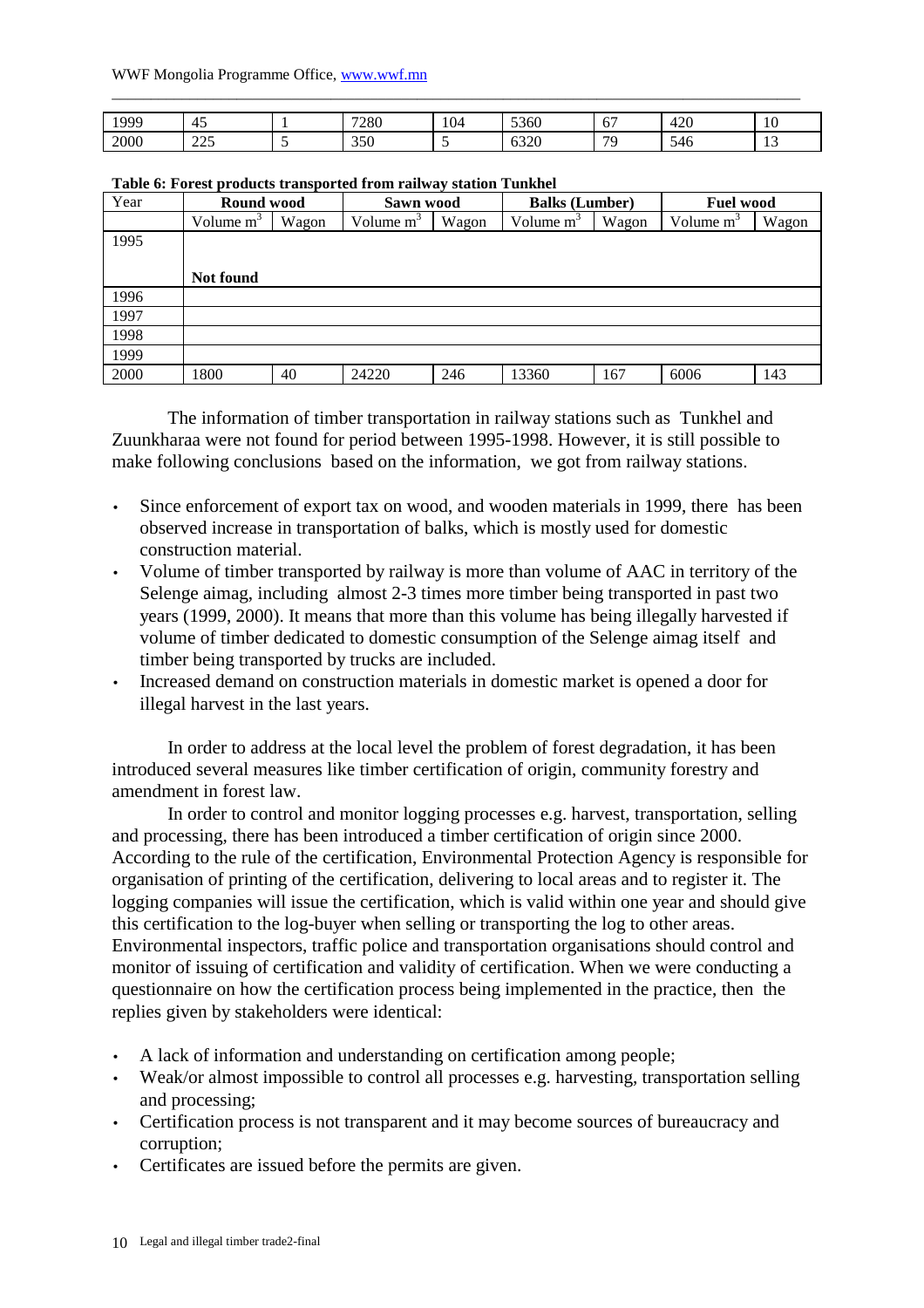| | | | | | | | | |
|---|---|---|---|---|---|---|---|---|
| 1999 | 45 | 1 | 7280 | 104 | 5360 | 67 | 420 | 10 |
| 2000 | 225 | 5 | 350 | 5 | 6320 | 79 | 546 | 13 |

**Table 6: Forest products transported from railway station Tunkhel**

| Year | Round wood | | Sawn wood | | Balks (Lumber) | | Fuel wood | |
|---|---|---|---|---|---|---|---|---|
| | Volume $m^3$ | Wagon | Volume $m^3$ | Wagon | Volume $m^3$ | Wagon | Volume $m^3$ | Wagon |
| 1995 | **Not found** | | | | | | | |
| 1996 | | | | | | | | |
| 1997 | | | | | | | | |
| 1998 | | | | | | | | |
| 1999 | | | | | | | | |
| 2000 | 1800 | 40 | 24220 | 246 | 13360 | 167 | 6006 | 143 |

The information of timber transportation in railway stations such as Tunkhel and Zuunkharaa were not found for period between 1995-1998. However, it is still possible to make following conclusions based on the information, we got from railway stations.

- Since enforcement of export tax on wood, and wooden materials in 1999, there has been observed increase in transportation of balks, which is mostly used for domestic construction material.
- Volume of timber transported by railway is more than volume of AAC in territory of the Selenge aimag, including almost 2-3 times more timber being transported in past two years (1999, 2000). It means that more than this volume has being illegally harvested if volume of timber dedicated to domestic consumption of the Selenge aimag itself and timber being transported by trucks are included.
- Increased demand on construction materials in domestic market is opened a door for illegal harvest in the last years.

In order to address at the local level the problem of forest degradation, it has been introduced several measures like timber certification of origin, community forestry and amendment in forest law.

In order to control and monitor logging processes e.g. harvest, transportation, selling and processing, there has been introduced a timber certification of origin since 2000. According to the rule of the certification, Environmental Protection Agency is responsible for organisation of printing of the certification, delivering to local areas and to register it. The logging companies will issue the certification, which is valid within one year and should give this certification to the log-buyer when selling or transporting the log to other areas. Environmental inspectors, traffic police and transportation organisations should control and monitor of issuing of certification and validity of certification. When we were conducting a questionnaire on how the certification process being implemented in the practice, then the replies given by stakeholders were identical:

- A lack of information and understanding on certification among people;
- Weak/or almost impossible to control all processes e.g. harvesting, transportation selling and processing;
- Certification process is not transparent and it may become sources of bureaucracy and corruption;
- Certificates are issued before the permits are given.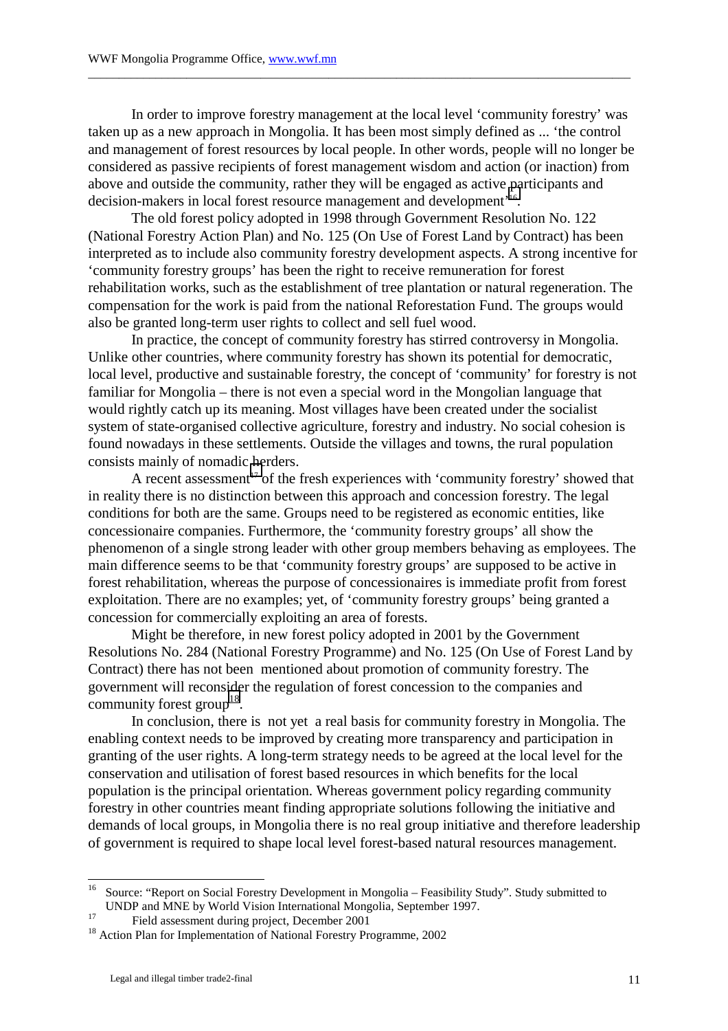In order to improve forestry management at the local level 'community forestry' was taken up as a new approach in Mongolia. It has been most simply defined as ... 'the control and management of forest resources by local people. In other words, people will no longer be considered as passive recipients of forest management wisdom and action (or inaction) from above and outside the community, rather they will be engaged as active participants and decision-makers in local forest resource management and development'[16].

The old forest policy adopted in 1998 through Government Resolution No. 122 (National Forestry Action Plan) and No. 125 (On Use of Forest Land by Contract) has been interpreted as to include also community forestry development aspects. A strong incentive for 'community forestry groups' has been the right to receive remuneration for forest rehabilitation works, such as the establishment of tree plantation or natural regeneration. The compensation for the work is paid from the national Reforestation Fund. The groups would also be granted long-term user rights to collect and sell fuel wood.

In practice, the concept of community forestry has stirred controversy in Mongolia. Unlike other countries, where community forestry has shown its potential for democratic, local level, productive and sustainable forestry, the concept of 'community' for forestry is not familiar for Mongolia – there is not even a special word in the Mongolian language that would rightly catch up its meaning. Most villages have been created under the socialist system of state-organised collective agriculture, forestry and industry. No social cohesion is found nowadays in these settlements. Outside the villages and towns, the rural population consists mainly of nomadic herders.

A recent assessment[17] of the fresh experiences with 'community forestry' showed that in reality there is no distinction between this approach and concession forestry. The legal conditions for both are the same. Groups need to be registered as economic entities, like concessionaire companies. Furthermore, the 'community forestry groups' all show the phenomenon of a single strong leader with other group members behaving as employees. The main difference seems to be that 'community forestry groups' are supposed to be active in forest rehabilitation, whereas the purpose of concessionaires is immediate profit from forest exploitation. There are no examples; yet, of 'community forestry groups' being granted a concession for commercially exploiting an area of forests.

Might be therefore, in new forest policy adopted in 2001 by the Government Resolutions No. 284 (National Forestry Programme) and No. 125 (On Use of Forest Land by Contract) there has not been mentioned about promotion of community forestry. The government will reconsider the regulation of forest concession to the companies and community forest group[18].

In conclusion, there is not yet a real basis for community forestry in Mongolia. The enabling context needs to be improved by creating more transparency and participation in granting of the user rights. A long-term strategy needs to be agreed at the local level for the conservation and utilisation of forest based resources in which benefits for the local population is the principal orientation. Whereas government policy regarding community forestry in other countries meant finding appropriate solutions following the initiative and demands of local groups, in Mongolia there is no real group initiative and therefore leadership of government is required to shape local level forest-based natural resources management.

---

[16] Source: "Report on Social Forestry Development in Mongolia – Feasibility Study". Study submitted to UNDP and MNE by World Vision International Mongolia, September 1997.

[17] Field assessment during project, December 2001

[18] Action Plan for Implementation of National Forestry Programme, 2002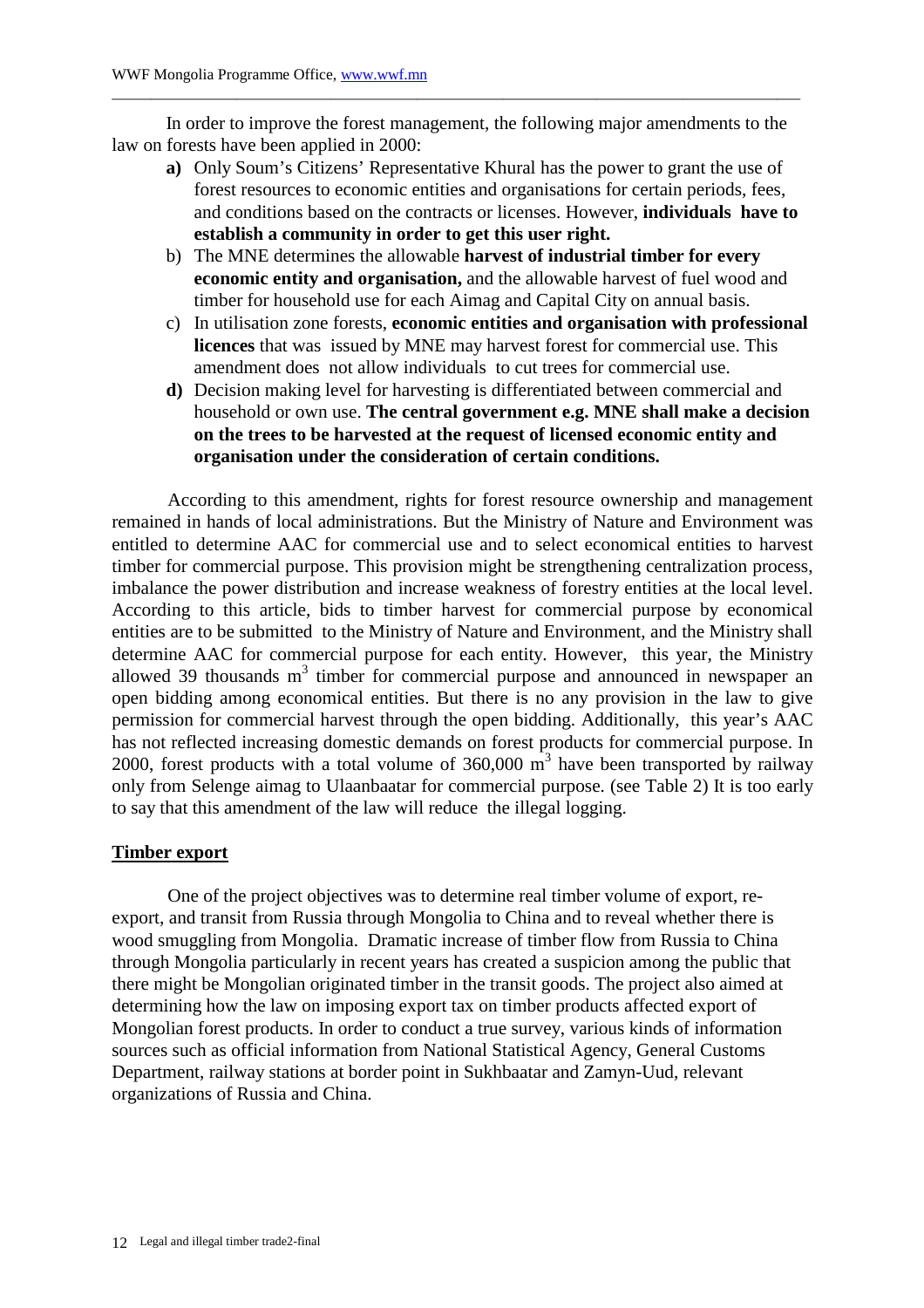In order to improve the forest management, the following major amendments to the law on forests have been applied in 2000:

**a)** Only Soum's Citizens' Representative Khural has the power to grant the use of forest resources to economic entities and organisations for certain periods, fees, and conditions based on the contracts or licenses. However, **individuals have to establish a community in order to get this user right.**

b) The MNE determines the allowable **harvest of industrial timber for every economic entity and organisation,** and the allowable harvest of fuel wood and timber for household use for each Aimag and Capital City on annual basis.

c) In utilisation zone forests, **economic entities and organisation with professional licences** that was issued by MNE may harvest forest for commercial use. This amendment does not allow individuals to cut trees for commercial use.

**d)** Decision making level for harvesting is differentiated between commercial and household or own use. **The central government e.g. MNE shall make a decision on the trees to be harvested at the request of licensed economic entity and organisation under the consideration of certain conditions.**

According to this amendment, rights for forest resource ownership and management remained in hands of local administrations. But the Ministry of Nature and Environment was entitled to determine AAC for commercial use and to select economical entities to harvest timber for commercial purpose. This provision might be strengthening centralization process, imbalance the power distribution and increase weakness of forestry entities at the local level. According to this article, bids to timber harvest for commercial purpose by economical entities are to be submitted to the Ministry of Nature and Environment, and the Ministry shall determine AAC for commercial purpose for each entity. However, this year, the Ministry allowed 39 thousands $m^3$ timber for commercial purpose and announced in newspaper an open bidding among economical entities. But there is no any provision in the law to give permission for commercial harvest through the open bidding. Additionally, this year's AAC has not reflected increasing domestic demands on forest products for commercial purpose. In 2000, forest products with a total volume of 360,000 $m^3$ have been transported by railway only from Selenge aimag to Ulaanbaatar for commercial purpose. (see Table 2) It is too early to say that this amendment of the law will reduce the illegal logging.

## Timber export

One of the project objectives was to determine real timber volume of export, re-export, and transit from Russia through Mongolia to China and to reveal whether there is wood smuggling from Mongolia. Dramatic increase of timber flow from Russia to China through Mongolia particularly in recent years has created a suspicion among the public that there might be Mongolian originated timber in the transit goods. The project also aimed at determining how the law on imposing export tax on timber products affected export of Mongolian forest products. In order to conduct a true survey, various kinds of information sources such as official information from National Statistical Agency, General Customs Department, railway stations at border point in Sukhbaatar and Zamyn-Uud, relevant organizations of Russia and China.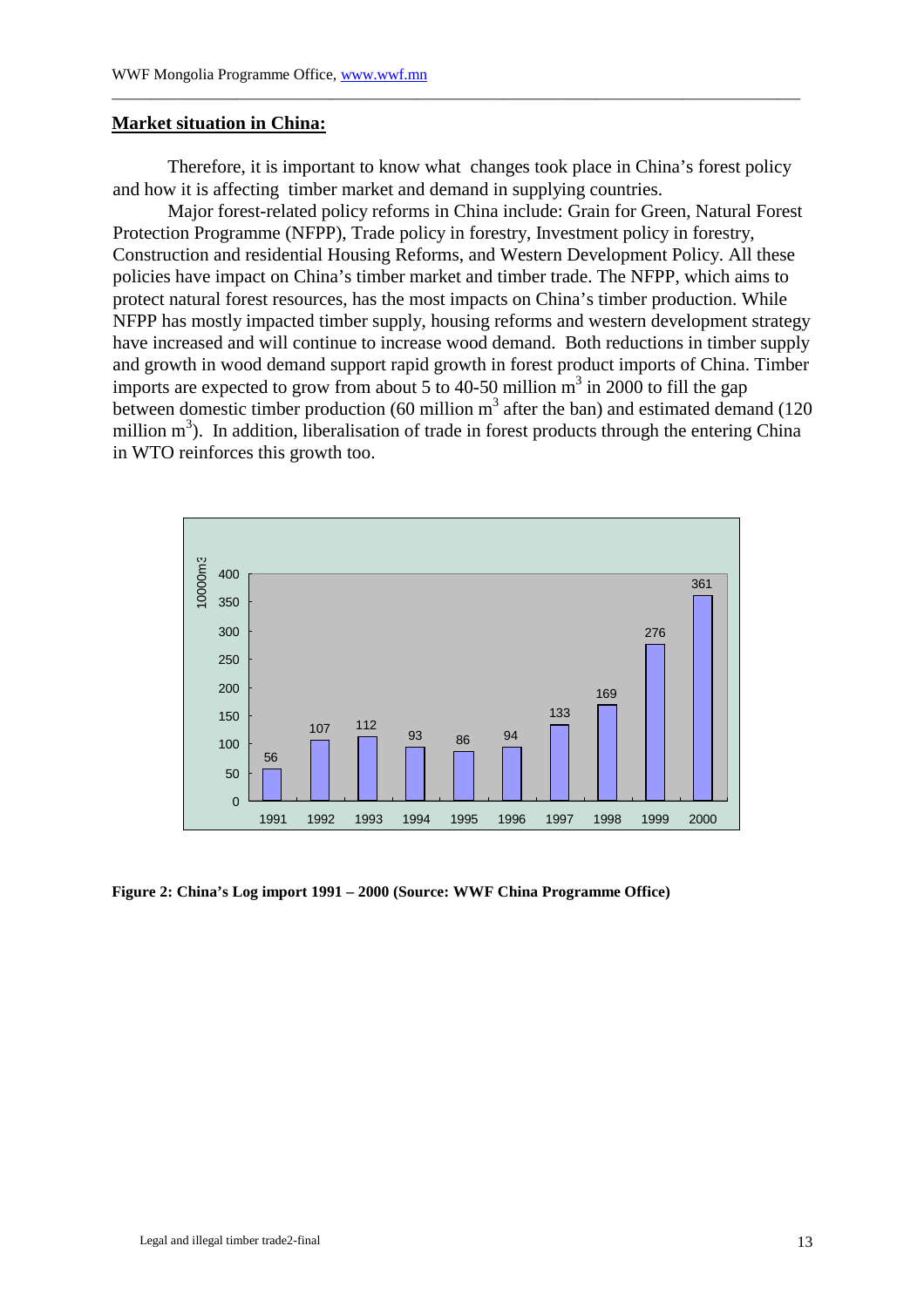## Market situation in China:

Therefore, it is important to know what changes took place in China's forest policy and how it is affecting timber market and demand in supplying countries.

Major forest-related policy reforms in China include: Grain for Green, Natural Forest Protection Programme (NFPP), Trade policy in forestry, Investment policy in forestry, Construction and residential Housing Reforms, and Western Development Policy. All these policies have impact on China's timber market and timber trade. The NFPP, which aims to protect natural forest resources, has the most impacts on China's timber production. While NFPP has mostly impacted timber supply, housing reforms and western development strategy have increased and will continue to increase wood demand. Both reductions in timber supply and growth in wood demand support rapid growth in forest product imports of China. Timber imports are expected to grow from about 5 to 40-50 million $m^3$ in 2000 to fill the gap between domestic timber production (60 million $m^3$ after the ban) and estimated demand (120 million $m^3$). In addition, liberalisation of trade in forest products through the entering China in WTO reinforces this growth too.

| Year | 10000m³ |
|---|---|
| 1991 | 56 |
| 1992 | 107 |
| 1993 | 112 |
| 1994 | 93 |
| 1995 | 86 |
| 1996 | 94 |
| 1997 | 133 |
| 1998 | 169 |
| 1999 | 276 |
| 2000 | 361 |

**Figure 2: China's Log import 1991 – 2000 (Source: WWF China Programme Office)**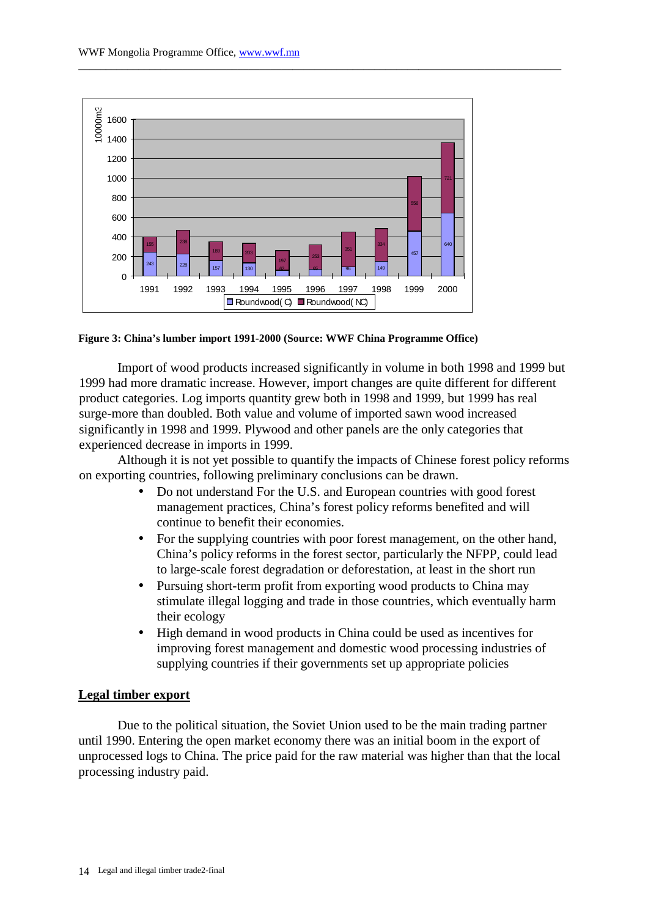**Figure 3: China's lumber import 1991-2000 (Source: WWF China Programme Office)**

Import of wood products increased significantly in volume in both 1998 and 1999 but 1999 had more dramatic increase. However, import changes are quite different for different product categories. Log imports quantity grew both in 1998 and 1999, but 1999 has real surge-more than doubled. Both value and volume of imported sawn wood increased significantly in 1998 and 1999. Plywood and other panels are the only categories that experienced decrease in imports in 1999.

Although it is not yet possible to quantify the impacts of Chinese forest policy reforms on exporting countries, following preliminary conclusions can be drawn.

- Do not understand For the U.S. and European countries with good forest management practices, China's forest policy reforms benefited and will continue to benefit their economies.
- For the supplying countries with poor forest management, on the other hand, China's policy reforms in the forest sector, particularly the NFPP, could lead to large-scale forest degradation or deforestation, at least in the short run
- Pursuing short-term profit from exporting wood products to China may stimulate illegal logging and trade in those countries, which eventually harm their ecology
- High demand in wood products in China could be used as incentives for improving forest management and domestic wood processing industries of supplying countries if their governments set up appropriate policies

## Legal timber export

Due to the political situation, the Soviet Union used to be the main trading partner until 1990. Entering the open market economy there was an initial boom in the export of unprocessed logs to China. The price paid for the raw material was higher than that the local processing industry paid.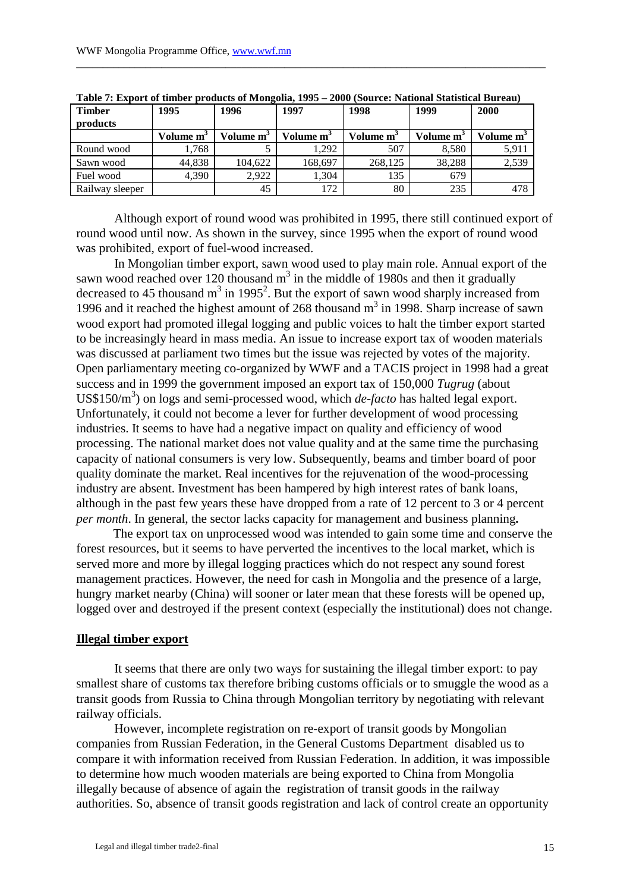**Table 7: Export of timber products of Mongolia, 1995 – 2000 (Source: National Statistical Bureau)**

| Timber products | 1995 | 1996 | 1997 | 1998 | 1999 | 2000 |
|---|---|---|---|---|---|---|
| | Volume $m^3$ | Volume $m^3$ | Volume $m^3$ | Volume $m^3$ | Volume $m^3$ | Volume $m^3$ |
| Round wood | 1,768 | 5 | 1,292 | 507 | 8,580 | 5,911 |
| Sawn wood | 44,838 | 104,622 | 168,697 | 268,125 | 38,288 | 2,539 |
| Fuel wood | 4,390 | 2,922 | 1,304 | 135 | 679 | |
| Railway sleeper | | 45 | 172 | 80 | 235 | 478 |

Although export of round wood was prohibited in 1995, there still continued export of round wood until now. As shown in the survey, since 1995 when the export of round wood was prohibited, export of fuel-wood increased.

In Mongolian timber export, sawn wood used to play main role. Annual export of the sawn wood reached over 120 thousand $m^3$ in the middle of 1980s and then it gradually decreased to 45 thousand $m^3$ in 1995[2]. But the export of sawn wood sharply increased from 1996 and it reached the highest amount of 268 thousand $m^3$ in 1998. Sharp increase of sawn wood export had promoted illegal logging and public voices to halt the timber export started to be increasingly heard in mass media. An issue to increase export tax of wooden materials was discussed at parliament two times but the issue was rejected by votes of the majority. Open parliamentary meeting co-organized by WWF and a TACIS project in 1998 had a great success and in 1999 the government imposed an export tax of 150,000 *Tugrug* (about US\$150/$m^3$) on logs and semi-processed wood, which *de-facto* has halted legal export. Unfortunately, it could not become a lever for further development of wood processing industries. It seems to have had a negative impact on quality and efficiency of wood processing. The national market does not value quality and at the same time the purchasing capacity of national consumers is very low. Subsequently, beams and timber board of poor quality dominate the market. Real incentives for the rejuvenation of the wood-processing industry are absent. Investment has been hampered by high interest rates of bank loans, although in the past few years these have dropped from a rate of 12 percent to 3 or 4 percent *per month*. In general, the sector lacks capacity for management and business planning**.**

The export tax on unprocessed wood was intended to gain some time and conserve the forest resources, but it seems to have perverted the incentives to the local market, which is served more and more by illegal logging practices which do not respect any sound forest management practices. However, the need for cash in Mongolia and the presence of a large, hungry market nearby (China) will sooner or later mean that these forests will be opened up, logged over and destroyed if the present context (especially the institutional) does not change.

## Illegal timber export

It seems that there are only two ways for sustaining the illegal timber export: to pay smallest share of customs tax therefore bribing customs officials or to smuggle the wood as a transit goods from Russia to China through Mongolian territory by negotiating with relevant railway officials.

However, incomplete registration on re-export of transit goods by Mongolian companies from Russian Federation, in the General Customs Department disabled us to compare it with information received from Russian Federation. In addition, it was impossible to determine how much wooden materials are being exported to China from Mongolia illegally because of absence of again the registration of transit goods in the railway authorities. So, absence of transit goods registration and lack of control create an opportunity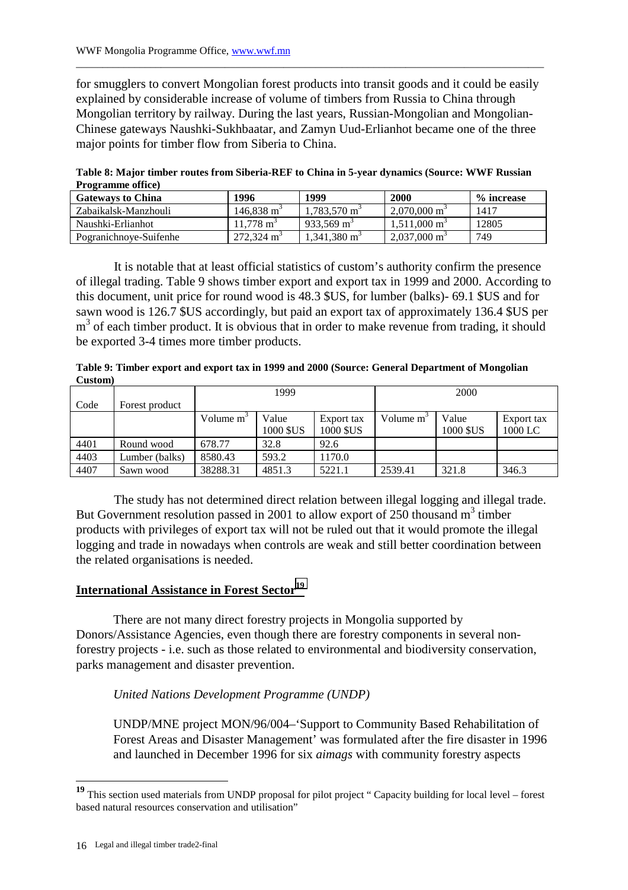for smugglers to convert Mongolian forest products into transit goods and it could be easily explained by considerable increase of volume of timbers from Russia to China through Mongolian territory by railway. During the last years, Russian-Mongolian and Mongolian-Chinese gateways Naushki-Sukhbaatar, and Zamyn Uud-Erlianhot became one of the three major points for timber flow from Siberia to China.

**Table 8: Major timber routes from Siberia-REF to China in 5-year dynamics (Source: WWF Russian Programme office)**

| Gateways to China | 1996 | 1999 | 2000 | % increase |
|---|---|---|---|---|
| Zabaikalsk-Manzhouli | 146,838 $m^3$ | 1,783,570 $m^3$ | 2,070,000 $m^3$ | 1417 |
| Naushki-Erlianhot | 11,778 $m^3$ | 933,569 $m^3$ | 1,511,000 $m^3$ | 12805 |
| Pogranichnoye-Suifenhe | 272,324 $m^3$ | 1,341,380 $m^3$ | 2,037,000 $m^3$ | 749 |

It is notable that at least official statistics of custom's authority confirm the presence of illegal trading. Table 9 shows timber export and export tax in 1999 and 2000. According to this document, unit price for round wood is 48.3 $US, for lumber (balks)- 69.1 $US and for sawn wood is 126.7 $US accordingly, but paid an export tax of approximately 136.4 $US per $m^3$ of each timber product. It is obvious that in order to make revenue from trading, it should be exported 3-4 times more timber products.

**Table 9: Timber export and export tax in 1999 and 2000 (Source: General Department of Mongolian Custom)**

| Code | Forest product | 1999 | | | 2000 | | |
|---|---|---|---|---|---|---|---|
| | | Volume $m^3$ | Value 1000 $US | Export tax 1000 $US | Volume $m^3$ | Value 1000 $US | Export tax 1000 LC |
| 4401 | Round wood | 678.77 | 32.8 | 92.6 | | | |
| 4403 | Lumber (balks) | 8580.43 | 593.2 | 1170.0 | | | |
| 4407 | Sawn wood | 38288.31 | 4851.3 | 5221.1 | 2539.41 | 321.8 | 346.3 |

The study has not determined direct relation between illegal logging and illegal trade. But Government resolution passed in 2001 to allow export of 250 thousand $m^3$ timber products with privileges of export tax will not be ruled out that it would promote the illegal logging and trade in nowadays when controls are weak and still better coordination between the related organisations is needed.

## International Assistance in Forest Sector[19]

There are not many direct forestry projects in Mongolia supported by Donors/Assistance Agencies, even though there are forestry components in several non-forestry projects - i.e. such as those related to environmental and biodiversity conservation, parks management and disaster prevention.

*United Nations Development Programme (UNDP)*

UNDP/MNE project MON/96/004–'Support to Community Based Rehabilitation of Forest Areas and Disaster Management' was formulated after the fire disaster in 1996 and launched in December 1996 for six *aimags* with community forestry aspects

[19] This section used materials from UNDP proposal for pilot project " Capacity building for local level – forest based natural resources conservation and utilisation"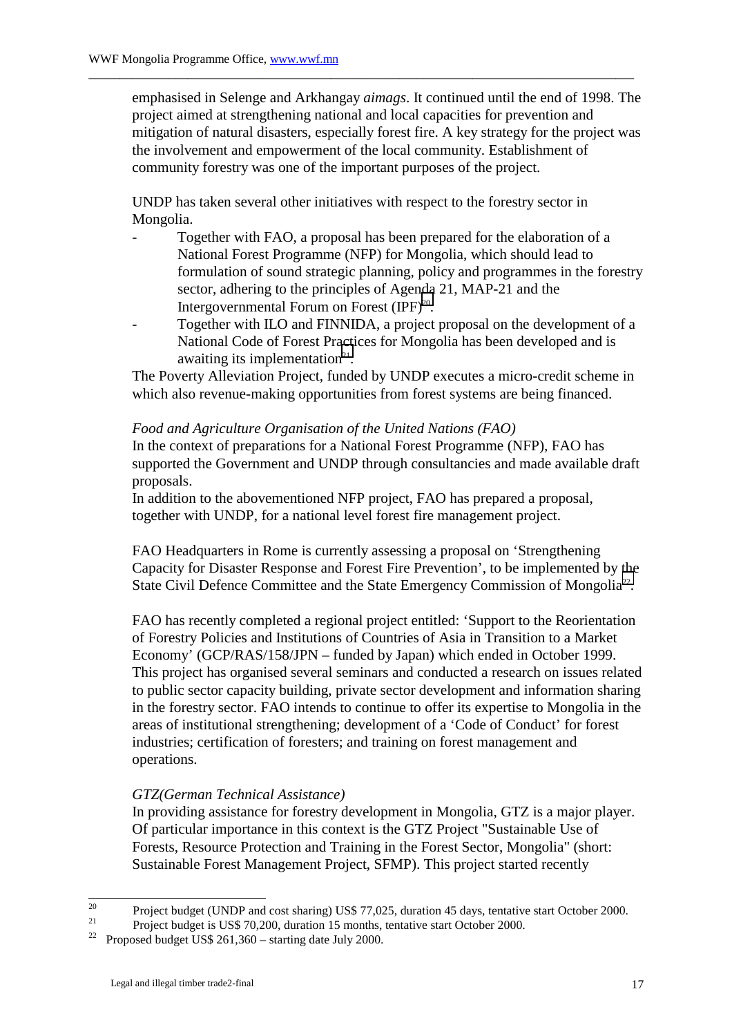emphasised in Selenge and Arkhangay *aimags*. It continued until the end of 1998. The project aimed at strengthening national and local capacities for prevention and mitigation of natural disasters, especially forest fire. A key strategy for the project was the involvement and empowerment of the local community. Establishment of community forestry was one of the important purposes of the project.

UNDP has taken several other initiatives with respect to the forestry sector in Mongolia.

- Together with FAO, a proposal has been prepared for the elaboration of a National Forest Programme (NFP) for Mongolia, which should lead to formulation of sound strategic planning, policy and programmes in the forestry sector, adhering to the principles of Agenda 21, MAP-21 and the Intergovernmental Forum on Forest (IPF)[20].
- Together with ILO and FINNIDA, a project proposal on the development of a National Code of Forest Practices for Mongolia has been developed and is awaiting its implementation[21].

The Poverty Alleviation Project, funded by UNDP executes a micro-credit scheme in which also revenue-making opportunities from forest systems are being financed.

*Food and Agriculture Organisation of the United Nations (FAO)*
In the context of preparations for a National Forest Programme (NFP), FAO has supported the Government and UNDP through consultancies and made available draft proposals.
In addition to the abovementioned NFP project, FAO has prepared a proposal, together with UNDP, for a national level forest fire management project.

FAO Headquarters in Rome is currently assessing a proposal on 'Strengthening Capacity for Disaster Response and Forest Fire Prevention', to be implemented by the State Civil Defence Committee and the State Emergency Commission of Mongolia[22].

FAO has recently completed a regional project entitled: 'Support to the Reorientation of Forestry Policies and Institutions of Countries of Asia in Transition to a Market Economy' (GCP/RAS/158/JPN – funded by Japan) which ended in October 1999. This project has organised several seminars and conducted a research on issues related to public sector capacity building, private sector development and information sharing in the forestry sector. FAO intends to continue to offer its expertise to Mongolia in the areas of institutional strengthening; development of a 'Code of Conduct' for forest industries; certification of foresters; and training on forest management and operations.

*GTZ(German Technical Assistance)*
In providing assistance for forestry development in Mongolia, GTZ is a major player. Of particular importance in this context is the GTZ Project "Sustainable Use of Forests, Resource Protection and Training in the Forest Sector, Mongolia" (short: Sustainable Forest Management Project, SFMP). This project started recently

---

[20] Project budget (UNDP and cost sharing) US$ 77,025, duration 45 days, tentative start October 2000.
[21] Project budget is US$ 70,200, duration 15 months, tentative start October 2000.
[22] Proposed budget US$ 261,360 – starting date July 2000.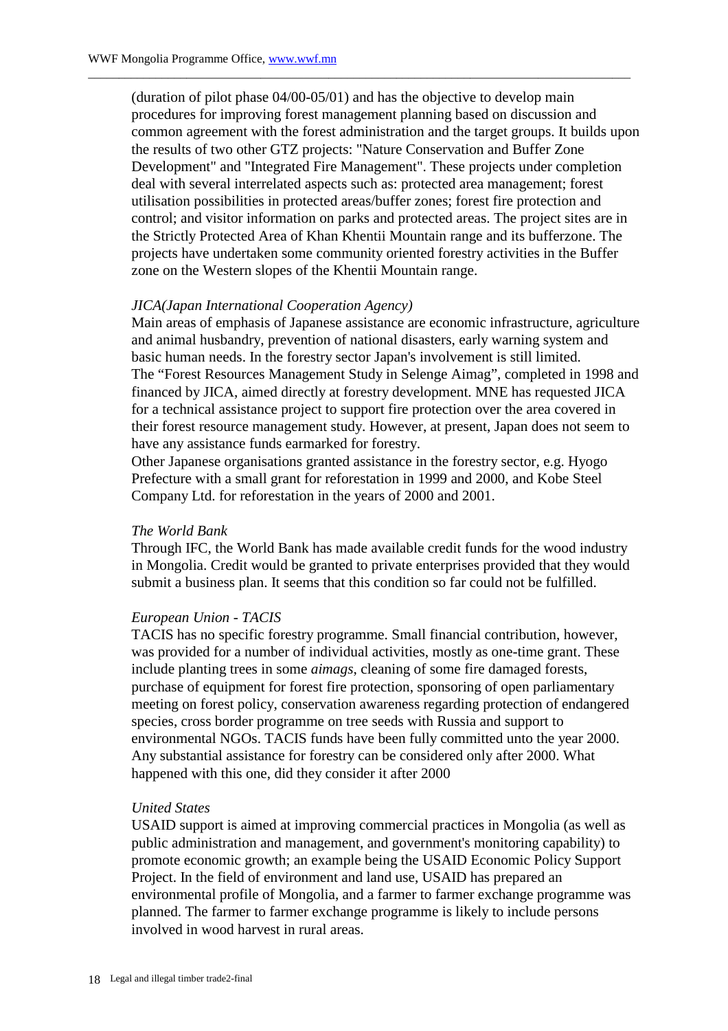(duration of pilot phase 04/00-05/01) and has the objective to develop main procedures for improving forest management planning based on discussion and common agreement with the forest administration and the target groups. It builds upon the results of two other GTZ projects: "Nature Conservation and Buffer Zone Development" and "Integrated Fire Management". These projects under completion deal with several interrelated aspects such as: protected area management; forest utilisation possibilities in protected areas/buffer zones; forest fire protection and control; and visitor information on parks and protected areas. The project sites are in the Strictly Protected Area of Khan Khentii Mountain range and its bufferzone. The projects have undertaken some community oriented forestry activities in the Buffer zone on the Western slopes of the Khentii Mountain range.

*JICA(Japan International Cooperation Agency)*

Main areas of emphasis of Japanese assistance are economic infrastructure, agriculture and animal husbandry, prevention of national disasters, early warning system and basic human needs. In the forestry sector Japan's involvement is still limited.
The “Forest Resources Management Study in Selenge Aimag”, completed in 1998 and financed by JICA, aimed directly at forestry development. MNE has requested JICA for a technical assistance project to support fire protection over the area covered in their forest resource management study. However, at present, Japan does not seem to have any assistance funds earmarked for forestry.
Other Japanese organisations granted assistance in the forestry sector, e.g. Hyogo Prefecture with a small grant for reforestation in 1999 and 2000, and Kobe Steel Company Ltd. for reforestation in the years of 2000 and 2001.

*The World Bank*

Through IFC, the World Bank has made available credit funds for the wood industry in Mongolia. Credit would be granted to private enterprises provided that they would submit a business plan. It seems that this condition so far could not be fulfilled.

*European Union - TACIS*

TACIS has no specific forestry programme. Small financial contribution, however, was provided for a number of individual activities, mostly as one-time grant. These include planting trees in some *aimags*, cleaning of some fire damaged forests, purchase of equipment for forest fire protection, sponsoring of open parliamentary meeting on forest policy, conservation awareness regarding protection of endangered species, cross border programme on tree seeds with Russia and support to environmental NGOs. TACIS funds have been fully committed unto the year 2000. Any substantial assistance for forestry can be considered only after 2000. What happened with this one, did they consider it after 2000

*United States*

USAID support is aimed at improving commercial practices in Mongolia (as well as public administration and management, and government's monitoring capability) to promote economic growth; an example being the USAID Economic Policy Support Project. In the field of environment and land use, USAID has prepared an environmental profile of Mongolia, and a farmer to farmer exchange programme was planned. The farmer to farmer exchange programme is likely to include persons involved in wood harvest in rural areas.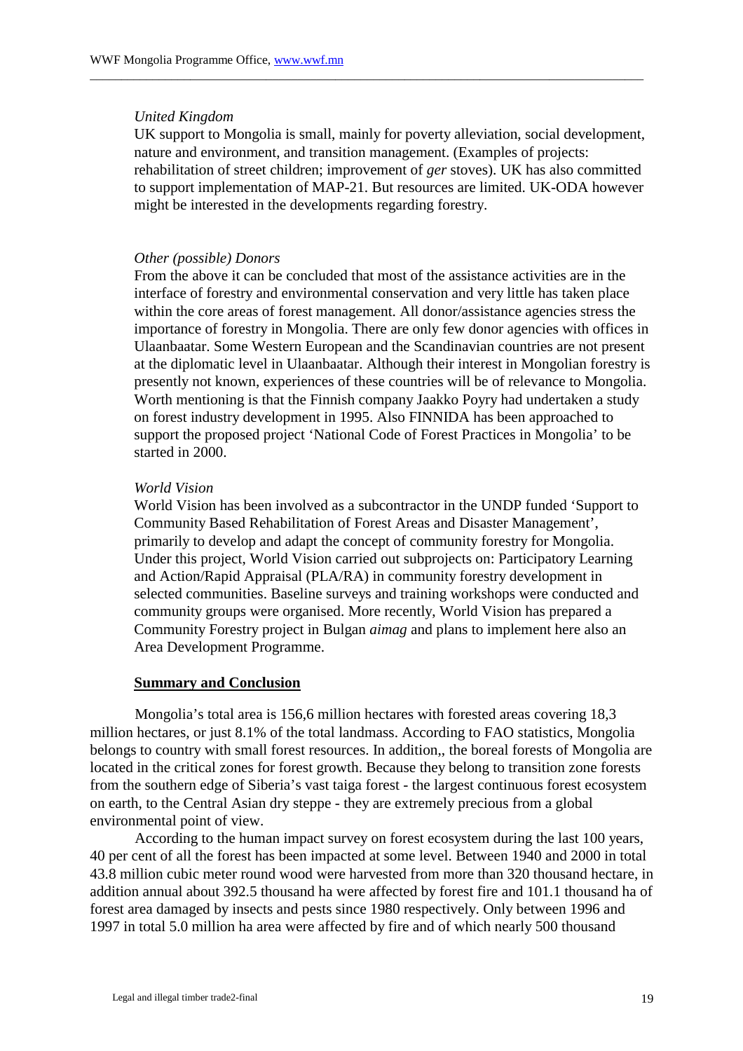*United Kingdom*

UK support to Mongolia is small, mainly for poverty alleviation, social development, nature and environment, and transition management. (Examples of projects: rehabilitation of street children; improvement of *ger* stoves). UK has also committed to support implementation of MAP-21. But resources are limited. UK-ODA however might be interested in the developments regarding forestry.

*Other (possible) Donors*

From the above it can be concluded that most of the assistance activities are in the interface of forestry and environmental conservation and very little has taken place within the core areas of forest management. All donor/assistance agencies stress the importance of forestry in Mongolia. There are only few donor agencies with offices in Ulaanbaatar. Some Western European and the Scandinavian countries are not present at the diplomatic level in Ulaanbaatar. Although their interest in Mongolian forestry is presently not known, experiences of these countries will be of relevance to Mongolia. Worth mentioning is that the Finnish company Jaakko Poyry had undertaken a study on forest industry development in 1995. Also FINNIDA has been approached to support the proposed project 'National Code of Forest Practices in Mongolia' to be started in 2000.

*World Vision*

World Vision has been involved as a subcontractor in the UNDP funded 'Support to Community Based Rehabilitation of Forest Areas and Disaster Management', primarily to develop and adapt the concept of community forestry for Mongolia. Under this project, World Vision carried out subprojects on: Participatory Learning and Action/Rapid Appraisal (PLA/RA) in community forestry development in selected communities. Baseline surveys and training workshops were conducted and community groups were organised. More recently, World Vision has prepared a Community Forestry project in Bulgan *aimag* and plans to implement here also an Area Development Programme.

## Summary and Conclusion

Mongolia's total area is 156,6 million hectares with forested areas covering 18,3 million hectares, or just 8.1% of the total landmass. According to FAO statistics, Mongolia belongs to country with small forest resources. In addition,, the boreal forests of Mongolia are located in the critical zones for forest growth. Because they belong to transition zone forests from the southern edge of Siberia's vast taiga forest - the largest continuous forest ecosystem on earth, to the Central Asian dry steppe - they are extremely precious from a global environmental point of view.

According to the human impact survey on forest ecosystem during the last 100 years, 40 per cent of all the forest has been impacted at some level. Between 1940 and 2000 in total 43.8 million cubic meter round wood were harvested from more than 320 thousand hectare, in addition annual about 392.5 thousand ha were affected by forest fire and 101.1 thousand ha of forest area damaged by insects and pests since 1980 respectively. Only between 1996 and 1997 in total 5.0 million ha area were affected by fire and of which nearly 500 thousand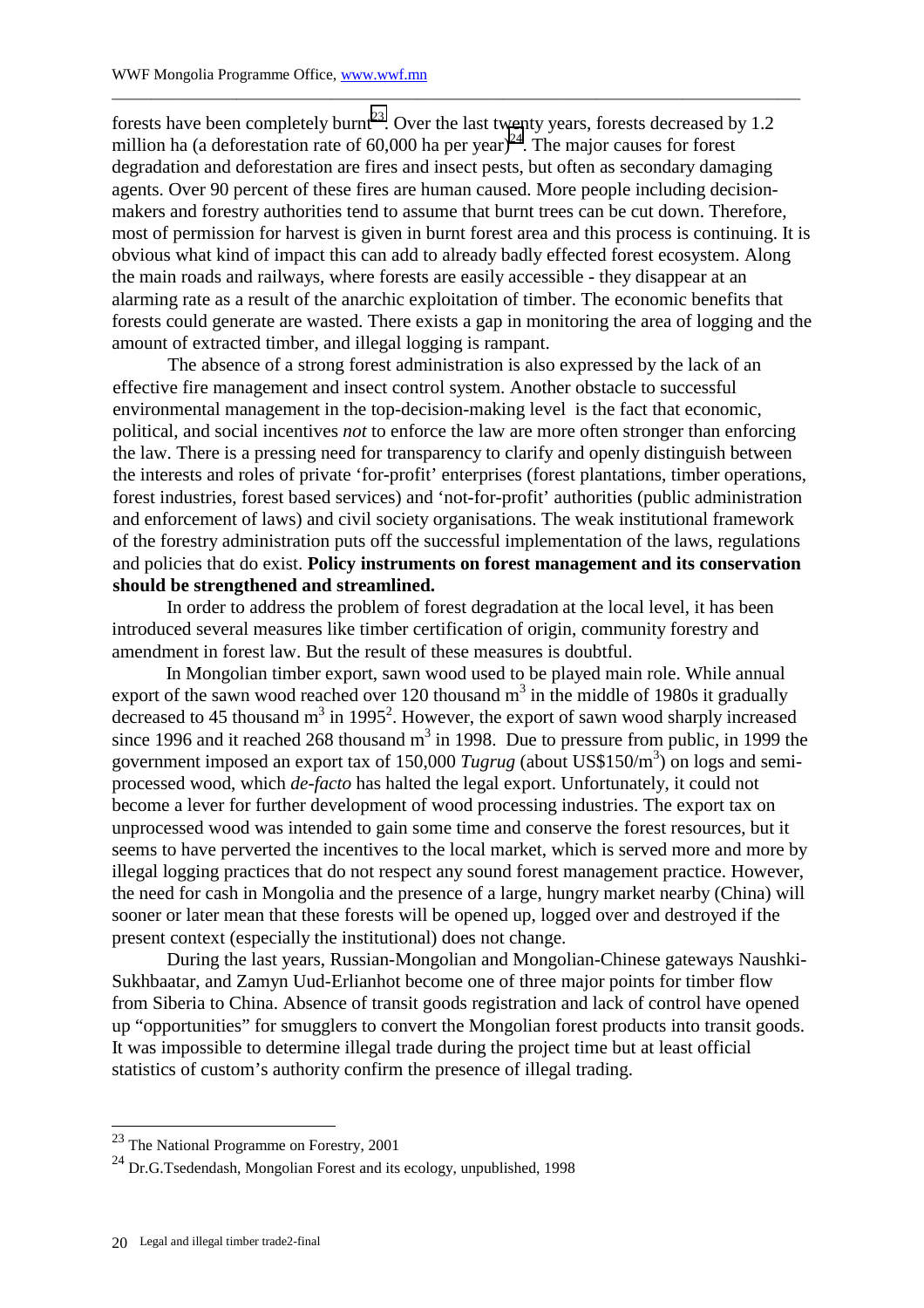forests have been completely burnt[23]. Over the last twenty years, forests decreased by 1.2 million ha (a deforestation rate of 60,000 ha per year)[24]. The major causes for forest degradation and deforestation are fires and insect pests, but often as secondary damaging agents. Over 90 percent of these fires are human caused. More people including decision-makers and forestry authorities tend to assume that burnt trees can be cut down. Therefore, most of permission for harvest is given in burnt forest area and this process is continuing. It is obvious what kind of impact this can add to already badly effected forest ecosystem. Along the main roads and railways, where forests are easily accessible - they disappear at an alarming rate as a result of the anarchic exploitation of timber. The economic benefits that forests could generate are wasted. There exists a gap in monitoring the area of logging and the amount of extracted timber, and illegal logging is rampant.

The absence of a strong forest administration is also expressed by the lack of an effective fire management and insect control system. Another obstacle to successful environmental management in the top-decision-making level is the fact that economic, political, and social incentives *not* to enforce the law are more often stronger than enforcing the law. There is a pressing need for transparency to clarify and openly distinguish between the interests and roles of private 'for-profit' enterprises (forest plantations, timber operations, forest industries, forest based services) and 'not-for-profit' authorities (public administration and enforcement of laws) and civil society organisations. The weak institutional framework of the forestry administration puts off the successful implementation of the laws, regulations and policies that do exist. **Policy instruments on forest management and its conservation should be strengthened and streamlined.**

In order to address the problem of forest degradation at the local level, it has been introduced several measures like timber certification of origin, community forestry and amendment in forest law. But the result of these measures is doubtful.

In Mongolian timber export, sawn wood used to be played main role. While annual export of the sawn wood reached over 120 thousand $m^3$ in the middle of 1980s it gradually decreased to 45 thousand $m^3$ in 1995[2]. However, the export of sawn wood sharply increased since 1996 and it reached 268 thousand $m^3$ in 1998. Due to pressure from public, in 1999 the government imposed an export tax of 150,000 *Tugrug* (about US\$150/$m^3$) on logs and semi-processed wood, which *de-facto* has halted the legal export. Unfortunately, it could not become a lever for further development of wood processing industries. The export tax on unprocessed wood was intended to gain some time and conserve the forest resources, but it seems to have perverted the incentives to the local market, which is served more and more by illegal logging practices that do not respect any sound forest management practice. However, the need for cash in Mongolia and the presence of a large, hungry market nearby (China) will sooner or later mean that these forests will be opened up, logged over and destroyed if the present context (especially the institutional) does not change.

During the last years, Russian-Mongolian and Mongolian-Chinese gateways Naushki-Sukhbaatar, and Zamyn Uud-Erlianhot become one of three major points for timber flow from Siberia to China. Absence of transit goods registration and lack of control have opened up "opportunities" for smugglers to convert the Mongolian forest products into transit goods. It was impossible to determine illegal trade during the project time but at least official statistics of custom's authority confirm the presence of illegal trading.

---

[23] The National Programme on Forestry, 2001

[24] Dr.G.Tsedendash, Mongolian Forest and its ecology, unpublished, 1998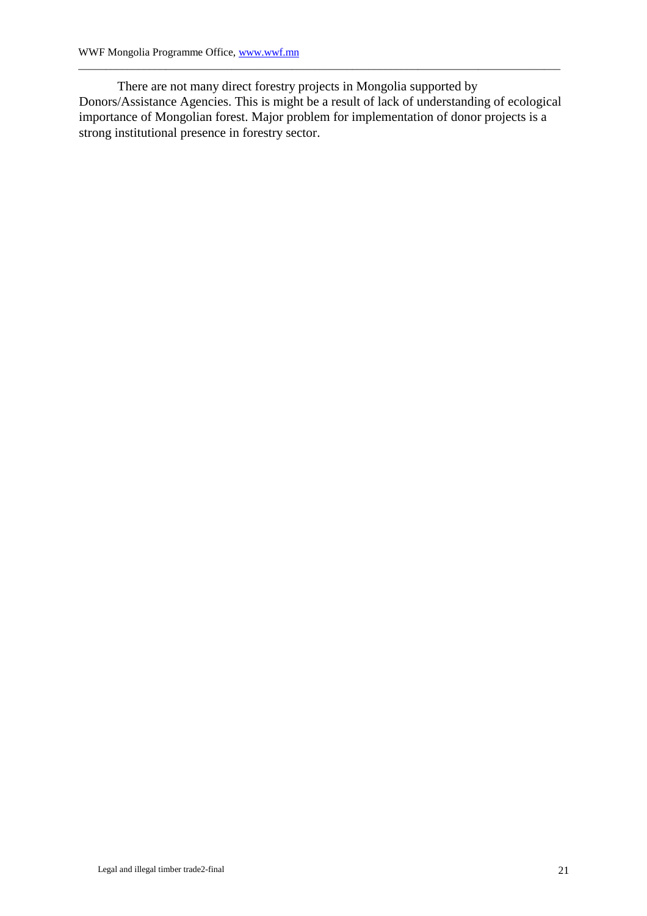There are not many direct forestry projects in Mongolia supported by Donors/Assistance Agencies. This is might be a result of lack of understanding of ecological importance of Mongolian forest. Major problem for implementation of donor projects is a strong institutional presence in forestry sector.